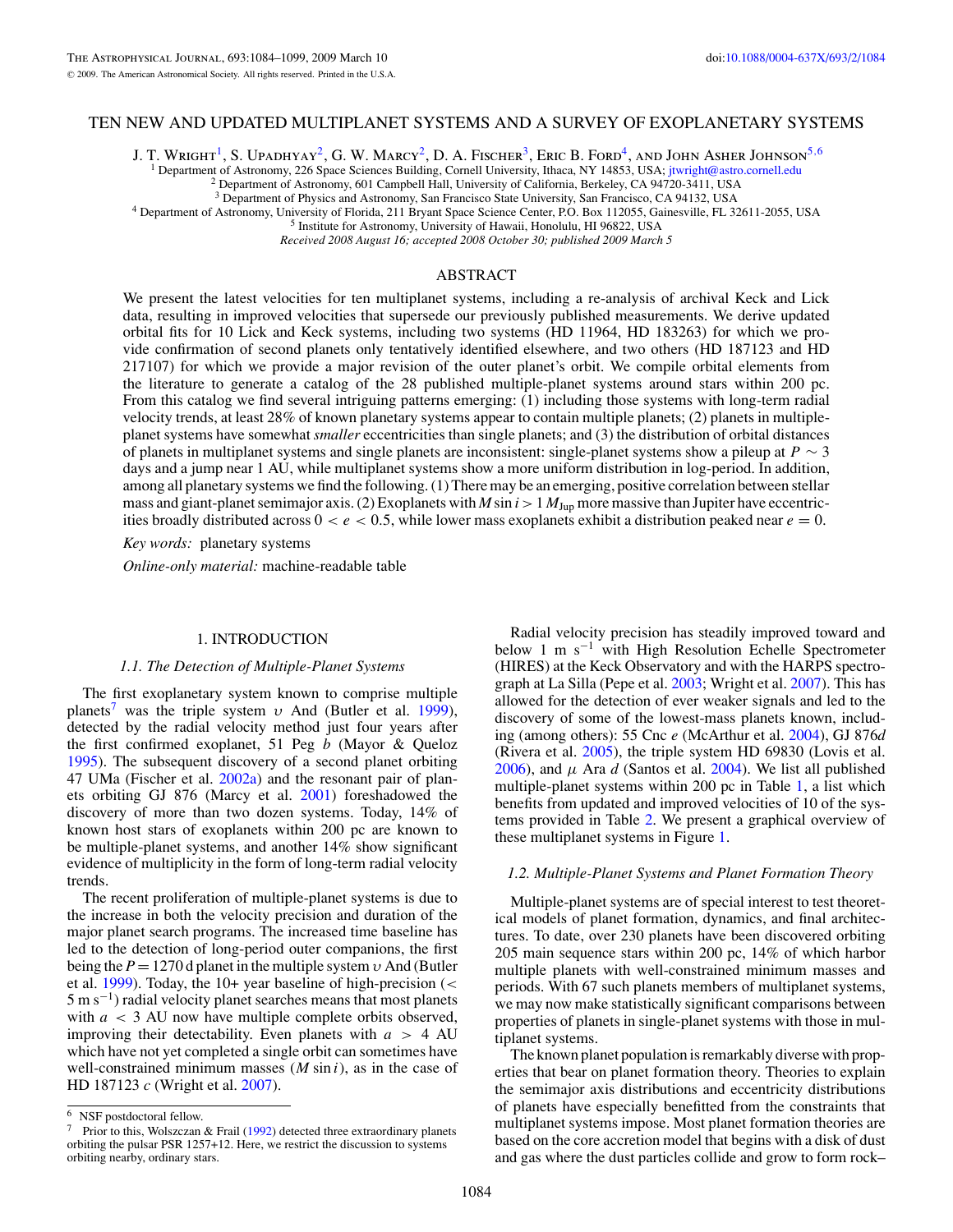# TEN NEW AND UPDATED MULTIPLANET SYSTEMS AND A SURVEY OF EXOPLANETARY SYSTEMS

J. T. Wright[1], S. Upadhyay[2], G. W. Marcy[2], D. A. Fischer[3], Eric B. Ford[4], and John Asher Johnson[5,6]

[1] Department of Astronomy, 226 Space Sciences Building, Cornell University, Ithaca, NY 14853, USA; jtwright@astro.cornell.edu
[2] Department of Astronomy, 601 Campbell Hall, University of California, Berkeley, CA 94720-3411, USA
[3] Department of Physics and Astronomy, San Francisco State University, San Francisco, CA 94132, USA
[4] Department of Astronomy, University of Florida, 211 Bryant Space Science Center, P.O. Box 112055, Gainesville, FL 32611-2055, USA
[5] Institute for Astronomy, University of Hawaii, Honolulu, HI 96822, USA

*Received 2008 August 16; accepted 2008 October 30; published 2009 March 5*

## ABSTRACT

We present the latest velocities for ten multiplanet systems, including a re-analysis of archival Keck and Lick data, resulting in improved velocities that supersede our previously published measurements. We derive updated orbital fits for 10 Lick and Keck systems, including two systems (HD 11964, HD 183263) for which we provide confirmation of second planets only tentatively identified elsewhere, and two others (HD 187123 and HD 217107) for which we provide a major revision of the outer planet's orbit. We compile orbital elements from the literature to generate a catalog of the 28 published multiple-planet systems around stars within 200 pc. From this catalog we find several intriguing patterns emerging: (1) including those systems with long-term radial velocity trends, at least 28% of known planetary systems appear to contain multiple planets; (2) planets in multiple-planet systems have somewhat *smaller* eccentricities than single planets; and (3) the distribution of orbital distances of planets in multiplanet systems and single planets are inconsistent: single-planet systems show a pileup at $P \sim 3$ days and a jump near 1 AU, while multiplanet systems show a more uniform distribution in log-period. In addition, among all planetary systems we find the following. (1) There may be an emerging, positive correlation between stellar mass and giant-planet semimajor axis. (2) Exoplanets with $M \sin i > 1\, M_{\rm Jup}$ more massive than Jupiter have eccentricities broadly distributed across $0 < e < 0.5$, while lower mass exoplanets exhibit a distribution peaked near $e = 0$.

*Key words:* planetary systems

*Online-only material:* machine-readable table

## 1. INTRODUCTION

### 1.1. The Detection of Multiple-Planet Systems

The first exoplanetary system known to comprise multiple planets[7] was the triple system $\upsilon$ And (Butler et al. 1999), detected by the radial velocity method just four years after the first confirmed exoplanet, 51 Peg *b* (Mayor & Queloz 1995). The subsequent discovery of a second planet orbiting 47 UMa (Fischer et al. 2002a) and the resonant pair of planets orbiting GJ 876 (Marcy et al. 2001) foreshadowed the discovery of more than two dozen systems. Today, 14% of known host stars of exoplanets within 200 pc are known to be multiple-planet systems, and another 14% show significant evidence of multiplicity in the form of long-term radial velocity trends.

The recent proliferation of multiple-planet systems is due to the increase in both the velocity precision and duration of the major planet search programs. The increased time baseline has led to the detection of long-period outer companions, the first being the $P = 1270$ d planet in the multiple system $\upsilon$ And (Butler et al. 1999). Today, the 10+ year baseline of high-precision ($< 5$ m s$^{-1}$) radial velocity planet searches means that most planets with $a < 3$ AU now have multiple complete orbits observed, improving their detectability. Even planets with $a > 4$ AU which have not yet completed a single orbit can sometimes have well-constrained minimum masses ($M \sin i$), as in the case of HD 187123 *c* (Wright et al. 2007).

Radial velocity precision has steadily improved toward and below 1 m s$^{-1}$ with High Resolution Echelle Spectrometer (HIRES) at the Keck Observatory and with the HARPS spectrograph at La Silla (Pepe et al. 2003; Wright et al. 2007). This has allowed for the detection of ever weaker signals and led to the discovery of some of the lowest-mass planets known, including (among others): 55 Cnc *e* (McArthur et al. 2004), GJ 876*d* (Rivera et al. 2005), the triple system HD 69830 (Lovis et al. 2006), and $\mu$ Ara *d* (Santos et al. 2004). We list all published multiple-planet systems within 200 pc in Table 1, a list which benefits from updated and improved velocities of 10 of the systems provided in Table 2. We present a graphical overview of these multiplanet systems in Figure 1.

### 1.2. Multiple-Planet Systems and Planet Formation Theory

Multiple-planet systems are of special interest to test theoretical models of planet formation, dynamics, and final architectures. To date, over 230 planets have been discovered orbiting 205 main sequence stars within 200 pc, 14% of which harbor multiple planets with well-constrained minimum masses and periods. With 67 such planets members of multiplanet systems, we may now make statistically significant comparisons between properties of planets in single-planet systems with those in multiplanet systems.

The known planet population is remarkably diverse with properties that bear on planet formation theory. Theories to explain the semimajor axis distributions and eccentricity distributions of planets have especially benefitted from the constraints that multiplanet systems impose. Most planet formation theories are based on the core accretion model that begins with a disk of dust and gas where the dust particles collide and grow to form rock–

---

[6] NSF postdoctoral fellow.

[7] Prior to this, Wolszczan & Frail (1992) detected three extraordinary planets orbiting the pulsar PSR 1257+12. Here, we restrict the discussion to systems orbiting nearby, ordinary stars.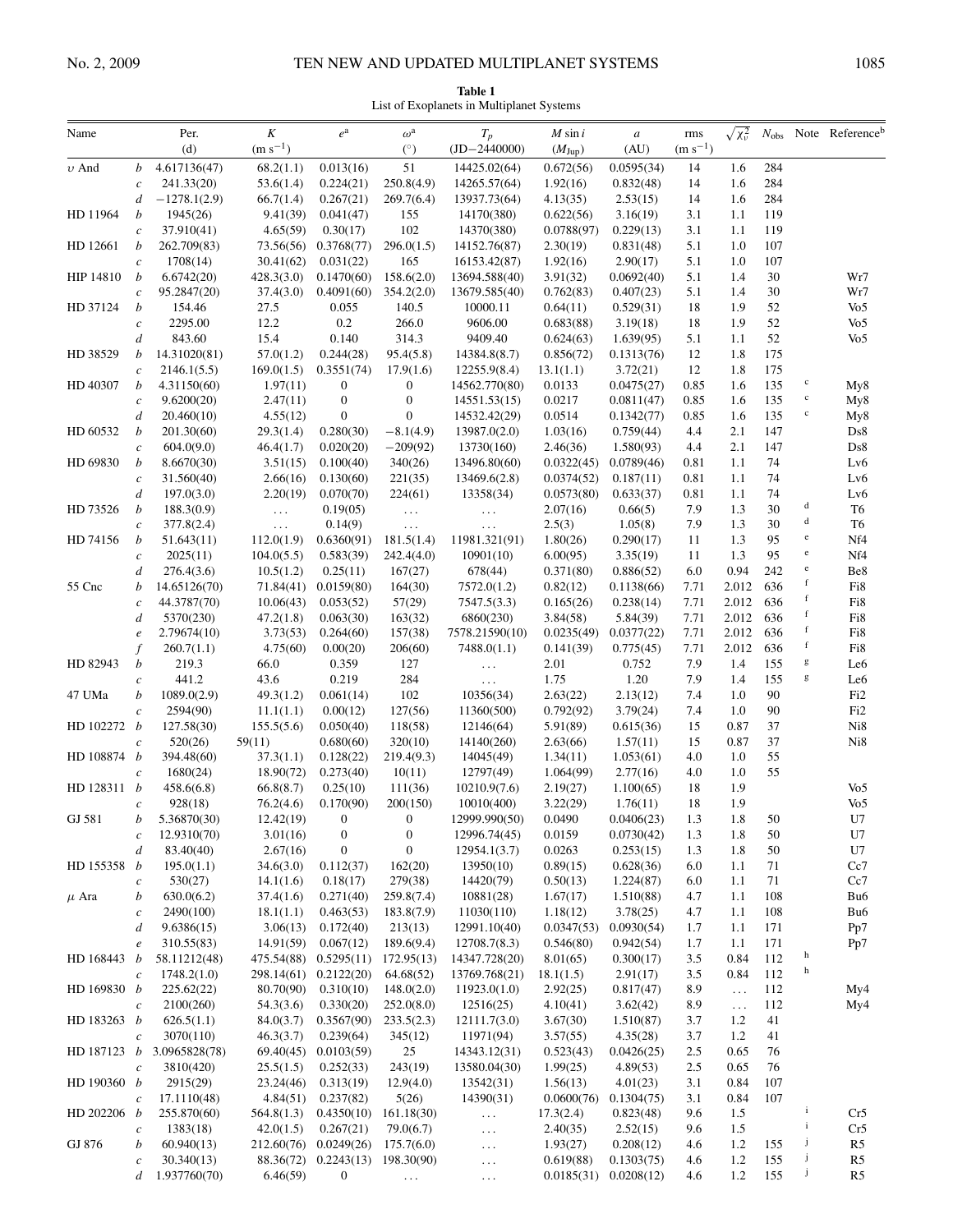**Table 1**
List of Exoplanets in Multiplanet Systems

| Name | | Per. (d) | $K$ (m s$^{-1}$) | $e$[a] | $\omega$[a] (°) | $T_p$ (JD−2440000) | $M \sin i$ ($M_{\rm Jup}$) | $a$ (AU) | rms (m s$^{-1}$) | $\sqrt{\chi_\nu^2}$ | $N_{\rm obs}$ | Note | Reference[b] |
|---|---|---|---|---|---|---|---|---|---|---|---|---|---|
| $\upsilon$ And | $b$ | 4.617136(47) | 68.2(1.1) | 0.013(16) | 51 | 14425.02(64) | 0.672(56) | 0.0595(34) | 14 | 1.6 | 284 | | |
| | $c$ | 241.33(20) | 53.6(1.4) | 0.224(21) | 250.8(4.9) | 14265.57(64) | 1.92(16) | 0.832(48) | 14 | 1.6 | 284 | | |
| | $d$ | −1278.1(2.9) | 66.7(1.4) | 0.267(21) | 269.7(6.4) | 13937.73(64) | 4.13(35) | 2.53(15) | 14 | 1.6 | 284 | | |
| HD 11964 | $b$ | 1945(26) | 9.41(39) | 0.041(47) | 155 | 14170(380) | 0.622(56) | 3.16(19) | 3.1 | 1.1 | 119 | | |
| | $c$ | 37.910(41) | 4.65(59) | 0.30(17) | 102 | 14370(380) | 0.0788(97) | 0.229(13) | 3.1 | 1.1 | 119 | | |
| HD 12661 | $b$ | 262.709(83) | 73.56(56) | 0.3768(77) | 296.0(1.5) | 14152.76(87) | 2.30(19) | 0.831(48) | 5.1 | 1.0 | 107 | | |
| | $c$ | 1708(14) | 30.41(62) | 0.031(22) | 165 | 16153.42(87) | 1.92(16) | 2.90(17) | 5.1 | 1.0 | 107 | | |
| HIP 14810 | $b$ | 6.6742(20) | 428.3(3.0) | 0.1470(60) | 158.6(2.0) | 13694.588(40) | 3.91(32) | 0.0692(40) | 5.1 | 1.4 | 30 | | Wr7 |
| | $c$ | 95.2847(20) | 37.4(3.0) | 0.4091(60) | 354.2(2.0) | 13679.585(40) | 0.762(83) | 0.407(23) | 5.1 | 1.4 | 30 | | Wr7 |
| HD 37124 | $b$ | 154.46 | 27.5 | 0.055 | 140.5 | 10000.11 | 0.64(11) | 0.529(31) | 18 | 1.9 | 52 | | Vo5 |
| | $c$ | 2295.00 | 12.2 | 0.2 | 266.0 | 9606.00 | 0.683(88) | 3.19(18) | 18 | 1.9 | 52 | | Vo5 |
| | $d$ | 843.60 | 15.4 | 0.140 | 314.3 | 9409.40 | 0.624(63) | 1.639(95) | 5.1 | 1.1 | 52 | | Vo5 |
| HD 38529 | $b$ | 14.31020(81) | 57.0(1.2) | 0.244(28) | 95.4(5.8) | 14384.8(8.7) | 0.856(72) | 0.1313(76) | 12 | 1.8 | 175 | | |
| | $c$ | 2146.1(5.5) | 169.0(1.5) | 0.3551(74) | 17.9(1.6) | 12255.9(8.4) | 13.1(1.1) | 3.72(21) | 12 | 1.8 | 175 | | |
| HD 40307 | $b$ | 4.31150(60) | 1.97(11) | 0 | 0 | 14562.770(80) | 0.0133 | 0.0475(27) | 0.85 | 1.6 | 135 | c | My8 |
| | $c$ | 9.6200(20) | 2.47(11) | 0 | 0 | 14551.53(15) | 0.0217 | 0.0811(47) | 0.85 | 1.6 | 135 | c | My8 |
| | $d$ | 20.460(10) | 4.55(12) | 0 | 0 | 14532.42(29) | 0.0514 | 0.1342(77) | 0.85 | 1.6 | 135 | c | My8 |
| HD 60532 | $b$ | 201.30(60) | 29.3(1.4) | 0.280(30) | −8.1(4.9) | 13987.0(2.0) | 1.03(16) | 0.759(44) | 4.4 | 2.1 | 147 | | Ds8 |
| | $c$ | 604.0(9.0) | 46.4(1.7) | 0.020(20) | −209(92) | 13730(160) | 2.46(36) | 1.580(93) | 4.4 | 2.1 | 147 | | Ds8 |
| HD 69830 | $b$ | 8.6670(30) | 3.51(15) | 0.100(40) | 340(26) | 13496.80(60) | 0.0322(45) | 0.0789(46) | 0.81 | 1.1 | 74 | | Lv6 |
| | $c$ | 31.560(40) | 2.66(16) | 0.130(60) | 221(35) | 13469.6(2.8) | 0.0374(52) | 0.187(11) | 0.81 | 1.1 | 74 | | Lv6 |
| | $d$ | 197.0(3.0) | 2.20(19) | 0.070(70) | 224(61) | 13358(34) | 0.0573(80) | 0.633(37) | 0.81 | 1.1 | 74 | | Lv6 |
| HD 73526 | $b$ | 188.3(0.9) | … | 0.19(05) | … | … | 2.07(16) | 0.66(5) | 7.9 | 1.3 | 30 | d | T6 |
| | $c$ | 377.8(2.4) | … | 0.14(9) | … | … | 2.5(3) | 1.05(8) | 7.9 | 1.3 | 30 | d | T6 |
| HD 74156 | $b$ | 51.643(11) | 112.0(1.9) | 0.6360(91) | 181.5(1.4) | 11981.321(91) | 1.80(26) | 0.290(17) | 11 | 1.3 | 95 | e | Nf4 |
| | $c$ | 2025(11) | 104.0(5.5) | 0.583(39) | 242.4(4.0) | 10901(10) | 6.00(95) | 3.35(19) | 11 | 1.3 | 95 | e | Nf4 |
| | $d$ | 276.4(3.6) | 10.5(1.2) | 0.25(11) | 167(27) | 678(44) | 0.371(80) | 0.886(52) | 6.0 | 0.94 | 242 | e | Be8 |
| 55 Cnc | $b$ | 14.65126(70) | 71.84(41) | 0.0159(80) | 164(30) | 7572.0(1.2) | 0.82(12) | 0.1138(66) | 7.71 | 2.012 | 636 | f | Fi8 |
| | $c$ | 44.3787(70) | 10.06(43) | 0.053(52) | 57(29) | 7547.5(3.3) | 0.165(26) | 0.238(14) | 7.71 | 2.012 | 636 | f | Fi8 |
| | $d$ | 5370(230) | 47.2(1.8) | 0.063(30) | 163(32) | 6860(230) | 3.84(58) | 5.84(39) | 7.71 | 2.012 | 636 | f | Fi8 |
| | $e$ | 2.79674(10) | 3.73(53) | 0.264(60) | 157(38) | 7578.21590(10) | 0.0235(49) | 0.0377(22) | 7.71 | 2.012 | 636 | f | Fi8 |
| | $f$ | 260.7(1.1) | 4.75(60) | 0.00(20) | 206(60) | 7488.0(1.1) | 0.141(39) | 0.775(45) | 7.71 | 2.012 | 636 | f | Fi8 |
| HD 82943 | $b$ | 219.3 | 66.0 | 0.359 | 127 | … | 2.01 | 0.752 | 7.9 | 1.4 | 155 | g | Le6 |
| | $c$ | 441.2 | 43.6 | 0.219 | 284 | … | 1.75 | 1.20 | 7.9 | 1.4 | 155 | g | Le6 |
| 47 UMa | $b$ | 1089.0(2.9) | 49.3(1.2) | 0.061(14) | 102 | 10356(34) | 2.63(22) | 2.13(12) | 7.4 | 1.0 | 90 | | Fi2 |
| | $c$ | 2594(90) | 11.1(1.1) | 0.00(12) | 127(56) | 11360(500) | 0.792(92) | 3.79(24) | 7.4 | 1.0 | 90 | | Fi2 |
| HD 102272 | $b$ | 127.58(30) | 155.5(5.6) | 0.050(40) | 118(58) | 12146(64) | 5.91(89) | 0.615(36) | 15 | 0.87 | 37 | | Ni8 |
| | $c$ | 520(26) | 59(11) | 0.680(60) | 320(10) | 14140(260) | 2.63(66) | 1.57(11) | 15 | 0.87 | 37 | | Ni8 |
| HD 108874 | $b$ | 394.48(60) | 37.3(1.1) | 0.128(22) | 219.4(9.3) | 14045(49) | 1.34(11) | 1.053(61) | 4.0 | 1.0 | 55 | | |
| | $c$ | 1680(24) | 18.90(72) | 0.273(40) | 10(11) | 12797(49) | 1.064(99) | 2.77(16) | 4.0 | 1.0 | 55 | | |
| HD 128311 | $b$ | 458.6(6.8) | 66.8(8.7) | 0.25(10) | 111(36) | 10210.9(7.6) | 2.19(27) | 1.100(65) | 18 | 1.9 | | | Vo5 |
| | $c$ | 928(18) | 76.2(4.6) | 0.170(90) | 200(150) | 10010(400) | 3.22(29) | 1.76(11) | 18 | 1.9 | | | Vo5 |
| GJ 581 | $b$ | 5.36870(30) | 12.42(19) | 0 | 0 | 12999.990(50) | 0.0490 | 0.0406(23) | 1.3 | 1.8 | 50 | | U7 |
| | $c$ | 12.9310(70) | 3.01(16) | 0 | 0 | 12996.74(45) | 0.0159 | 0.0730(42) | 1.3 | 1.8 | 50 | | U7 |
| | $d$ | 83.40(40) | 2.67(16) | 0 | 0 | 12954.1(3.7) | 0.0263 | 0.253(15) | 1.3 | 1.8 | 50 | | U7 |
| HD 155358 | $b$ | 195.0(1.1) | 34.6(3.0) | 0.112(37) | 162(20) | 13950(10) | 0.89(15) | 0.628(36) | 6.0 | 1.1 | 71 | | Cc7 |
| | $c$ | 530(27) | 14.1(1.6) | 0.18(17) | 279(38) | 14420(79) | 0.50(13) | 1.224(87) | 6.0 | 1.1 | 71 | | Cc7 |
| $\mu$ Ara | $b$ | 630.0(6.2) | 37.4(1.6) | 0.271(40) | 259.8(7.4) | 10881(28) | 1.67(17) | 1.510(88) | 4.7 | 1.1 | 108 | | Bu6 |
| | $c$ | 2490(100) | 18.1(1.1) | 0.463(53) | 183.8(7.9) | 11030(110) | 1.18(12) | 3.78(25) | 4.7 | 1.1 | 108 | | Bu6 |
| | $d$ | 9.6386(15) | 3.06(13) | 0.172(40) | 213(13) | 12991.10(40) | 0.0347(53) | 0.0930(54) | 1.7 | 1.1 | 171 | | Pp7 |
| | $e$ | 310.55(83) | 14.91(59) | 0.067(12) | 189.6(9.4) | 12708.7(8.3) | 0.546(80) | 0.942(54) | 1.7 | 1.1 | 171 | | Pp7 |
| HD 168443 | $b$ | 58.11212(48) | 475.54(88) | 0.5295(11) | 172.95(13) | 14347.728(20) | 8.01(65) | 0.300(17) | 3.5 | 0.84 | 112 | h | |
| | $c$ | 1748.2(1.0) | 298.14(61) | 0.2122(20) | 64.68(52) | 13769.768(21) | 18.1(1.5) | 2.91(17) | 3.5 | 0.84 | 112 | h | |
| HD 169830 | $b$ | 225.62(22) | 80.70(90) | 0.310(10) | 148.0(2.0) | 11923.0(1.0) | 2.92(25) | 0.817(47) | 8.9 | … | 112 | | My4 |
| | $c$ | 2100(260) | 54.3(3.6) | 0.330(20) | 252.0(8.0) | 12516(25) | 4.10(41) | 3.62(42) | 8.9 | … | 112 | | My4 |
| HD 183263 | $b$ | 626.5(1.1) | 84.0(3.7) | 0.3567(90) | 233.5(2.3) | 12111.7(3.0) | 3.67(30) | 1.510(87) | 3.7 | 1.2 | 41 | | |
| | $c$ | 3070(110) | 46.3(3.7) | 0.239(64) | 345(12) | 11971(94) | 3.57(55) | 4.35(28) | 3.7 | 1.2 | 41 | | |
| HD 187123 | $b$ | 3.0965828(78) | 69.40(45) | 0.0103(59) | 25 | 14343.12(31) | 0.523(43) | 0.0426(25) | 2.5 | 0.65 | 76 | | |
| | $c$ | 3810(420) | 25.5(1.5) | 0.252(33) | 243(19) | 13580.04(30) | 1.99(25) | 4.89(53) | 2.5 | 0.65 | 76 | | |
| HD 190360 | $b$ | 2915(29) | 23.24(46) | 0.313(19) | 12.9(4.0) | 13542(31) | 1.56(13) | 4.01(23) | 3.1 | 0.84 | 107 | | |
| | $c$ | 17.1110(48) | 4.84(51) | 0.237(82) | 5(26) | 14390(31) | 0.0600(76) | 0.1304(75) | 3.1 | 0.84 | 107 | | |
| HD 202206 | $b$ | 255.870(60) | 564.8(1.3) | 0.4350(10) | 161.18(30) | … | 17.3(2.4) | 0.823(48) | 9.6 | 1.5 | | i | Cr5 |
| | $c$ | 1383(18) | 42.0(1.5) | 0.267(21) | 79.0(6.7) | … | 2.40(35) | 2.52(15) | 9.6 | 1.5 | | i | Cr5 |
| GJ 876 | $b$ | 60.940(13) | 212.60(76) | 0.0249(26) | 175.7(6.0) | … | 1.93(27) | 0.208(12) | 4.6 | 1.2 | 155 | j | R5 |
| | $c$ | 30.340(13) | 88.36(72) | 0.2243(13) | 198.30(90) | … | 0.619(88) | 0.1303(75) | 4.6 | 1.2 | 155 | j | R5 |
| | $d$ | 1.937760(70) | 6.46(59) | 0 | … | … | 0.0185(31) | 0.0208(12) | 4.6 | 1.2 | 155 | j | R5 |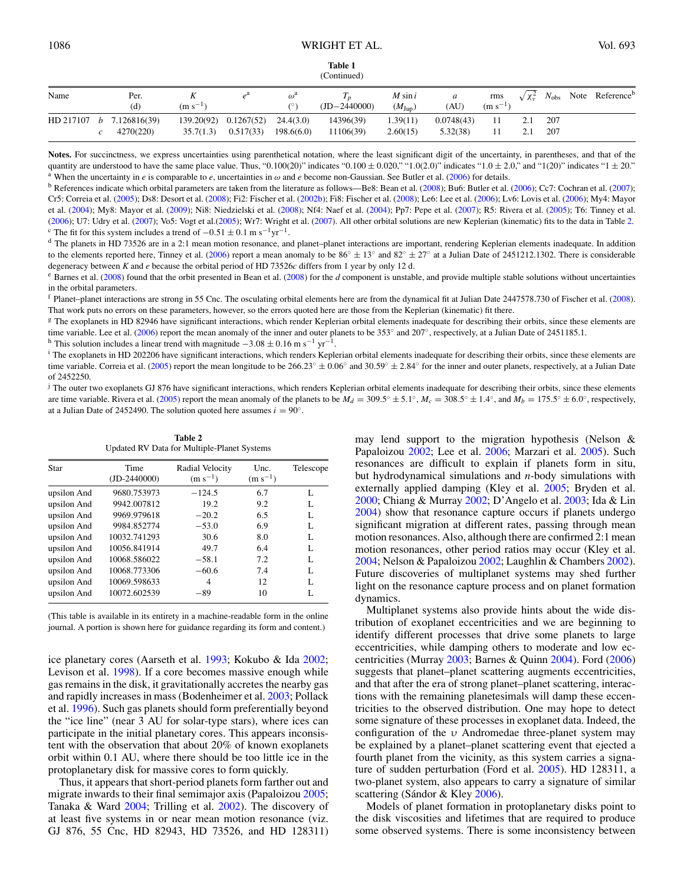**Table 1**
(Continued)

| Name | | Per. (d) | $K$ (m s$^{-1}$) | $e$[a] | $\omega$[a] (°) | $T_p$ (JD−2440000) | $M \sin i$ ($M_{\rm Jup}$) | $a$ (AU) | rms (m s$^{-1}$) | $\sqrt{\chi^2_\nu}$ | $N_{\rm obs}$ | Note | Reference[b] |
|---|---|---|---|---|---|---|---|---|---|---|---|---|---|
| HD 217107 | $b$ | 7.126816(39) | 139.20(92) | 0.1267(52) | 24.4(3.0) | 14396(39) | 1.39(11) | 0.0748(43) | 11 | 2.1 | 207 | | |
| | $c$ | 4270(220) | 35.7(1.3) | 0.517(33) | 198.6(6.0) | 11106(39) | 2.60(15) | 5.32(38) | 11 | 2.1 | 207 | | |

**Notes.** For succinctness, we express uncertainties using parenthetical notation, where the least significant digit of the uncertainty, in parentheses, and that of the quantity are understood to have the same place value. Thus, "0.100(20)" indicates "0.100 ± 0.020," "1.0(2.0)" indicates "1.0 ± 2.0," and "1(20)" indicates "1 ± 20."

[a] When the uncertainty in $e$ is comparable to $e$, uncertainties in $\omega$ and $e$ become non-Gaussian. See Butler et al. (2006) for details.

[b] References indicate which orbital parameters are taken from the literature as follows—Be8: Bean et al. (2008); Bu6: Butler et al. (2006); Cc7: Cochran et al. (2007); Cr5: Correia et al. (2005); Ds8: Desort et al. (2008); Fi2: Fischer et al. (2002b); Fi8: Fischer et al. (2008); Le6: Lee et al. (2006); Lv6: Lovis et al. (2006); My4: Mayor et al. (2004); My8: Mayor et al. (2009); Ni8: Niedzielski et al. (2008); Nf4: Naef et al. (2004); Pp7: Pepe et al. (2007); R5: Rivera et al. (2005); T6: Tinney et al. (2006); U7: Udry et al. (2007); Vo5: Vogt et al.(2005); Wr7: Wright et al. (2007). All other orbital solutions are new Keplerian (kinematic) fits to the data in Table 2.

[c] The fit for this system includes a trend of $-0.51 \pm 0.1$ m s$^{-1}$yr$^{-1}$.

[d] The planets in HD 73526 are in a 2:1 mean motion resonance, and planet–planet interactions are important, rendering Keplerian elements inadequate. In addition to the elements reported here, Tinney et al. (2006) report a mean anomaly to be 86° ± 13° and 82° ± 27° at a Julian Date of 2451212.1302. There is considerable degeneracy between $K$ and $e$ because the orbital period of HD 73526$c$ differs from 1 year by only 12 d.

[e] Barnes et al. (2008) found that the orbit presented in Bean et al. (2008) for the $d$ component is unstable, and provide multiple stable solutions without uncertainties in the orbital parameters.

[f] Planet–planet interactions are strong in 55 Cnc. The osculating orbital elements here are from the dynamical fit at Julian Date 2447578.730 of Fischer et al. (2008). That work puts no errors on these parameters, however, so the errors quoted here are those from the Keplerian (kinematic) fit there.

[g] The exoplanets in HD 82946 have significant interactions, which render Keplerian orbital elements inadequate for describing their orbits, since these elements are time variable. Lee et al. (2006) report the mean anomaly of the inner and outer planets to be 353° and 207°, respectively, at a Julian Date of 2451185.1.

[h] This solution includes a linear trend with magnitude $-3.08 \pm 0.16$ m s$^{-1}$ yr$^{-1}$.

[i] The exoplanets in HD 202206 have significant interactions, which renders Keplerian orbital elements inadequate for describing their orbits, since these elements are time variable. Correia et al. (2005) report the mean longitude to be 266.23° ± 0.06° and 30.59° ± 2.84° for the inner and outer planets, respectively, at a Julian Date of 2452250.

[j] The outer two exoplanets GJ 876 have significant interactions, which renders Keplerian orbital elements inadequate for describing their orbits, since these elements are time variable. Rivera et al. (2005) report the mean anomaly of the planets to be $M_d = 309.5° \pm 5.1°$, $M_c = 308.5° \pm 1.4°$, and $M_b = 175.5° \pm 6.0°$, respectively, at a Julian Date of 2452490. The solution quoted here assumes $i = 90°$.

**Table 2**
Updated RV Data for Multiple-Planet Systems

| Star | Time (JD-2440000) | Radial Velocity (m s$^{-1}$) | Unc. (m s$^{-1}$) | Telescope |
|---|---|---|---|---|
| upsilon And | 9680.753973 | −124.5 | 6.7 | L |
| upsilon And | 9942.007812 | 19.2 | 9.2 | L |
| upsilon And | 9969.979618 | −20.2 | 6.5 | L |
| upsilon And | 9984.852774 | −53.0 | 6.9 | L |
| upsilon And | 10032.741293 | 30.6 | 8.0 | L |
| upsilon And | 10056.841914 | 49.7 | 6.4 | L |
| upsilon And | 10068.586022 | −58.1 | 7.2 | L |
| upsilon And | 10068.773306 | −60.6 | 7.4 | L |
| upsilon And | 10069.598633 | 4 | 12 | L |
| upsilon And | 10072.602539 | −89 | 10 | L |

(This table is available in its entirety in a machine-readable form in the online journal. A portion is shown here for guidance regarding its form and content.)

ice planetary cores (Aarseth et al. 1993; Kokubo & Ida 2002; Levison et al. 1998). If a core becomes massive enough while gas remains in the disk, it gravitationally accretes the nearby gas and rapidly increases in mass (Bodenheimer et al. 2003; Pollack et al. 1996). Such gas planets should form preferentially beyond the "ice line" (near 3 AU for solar-type stars), where ices can participate in the initial planetary cores. This appears inconsistent with the observation that about 20% of known exoplanets orbit within 0.1 AU, where there should be too little ice in the protoplanetary disk for massive cores to form quickly.

Thus, it appears that short-period planets form farther out and migrate inwards to their final semimajor axis (Papaloizou 2005; Tanaka & Ward 2004; Trilling et al. 2002). The discovery of at least five systems in or near mean motion resonance (viz. GJ 876, 55 Cnc, HD 82943, HD 73526, and HD 128311) may lend support to the migration hypothesis (Nelson & Papaloizou 2002; Lee et al. 2006; Marzari et al. 2005). Such resonances are difficult to explain if planets form in situ, but hydrodynamical simulations and $n$-body simulations with externally applied damping (Kley et al. 2005; Bryden et al. 2000; Chiang & Murray 2002; D'Angelo et al. 2003; Ida & Lin 2004) show that resonance capture occurs if planets undergo significant migration at different rates, passing through mean motion resonances. Also, although there are confirmed 2:1 mean motion resonances, other period ratios may occur (Kley et al. 2004; Nelson & Papaloizou 2002; Laughlin & Chambers 2002). Future discoveries of multiplanet systems may shed further light on the resonance capture process and on planet formation dynamics.

Multiplanet systems also provide hints about the wide distribution of exoplanet eccentricities and we are beginning to identify different processes that drive some planets to large eccentricities, while damping others to moderate and low eccentricities (Murray 2003; Barnes & Quinn 2004). Ford (2006) suggests that planet–planet scattering augments eccentricities, and that after the era of strong planet–planet scattering, interactions with the remaining planetesimals will damp these eccentricities to the observed distribution. One may hope to detect some signature of these processes in exoplanet data. Indeed, the configuration of the $\upsilon$ Andromedae three-planet system may be explained by a planet–planet scattering event that ejected a fourth planet from the vicinity, as this system carries a signature of sudden perturbation (Ford et al. 2005). HD 128311, a two-planet system, also appears to carry a signature of similar scattering (Sándor & Kley 2006).

Models of planet formation in protoplanetary disks point to the disk viscosities and lifetimes that are required to produce some observed systems. There is some inconsistency between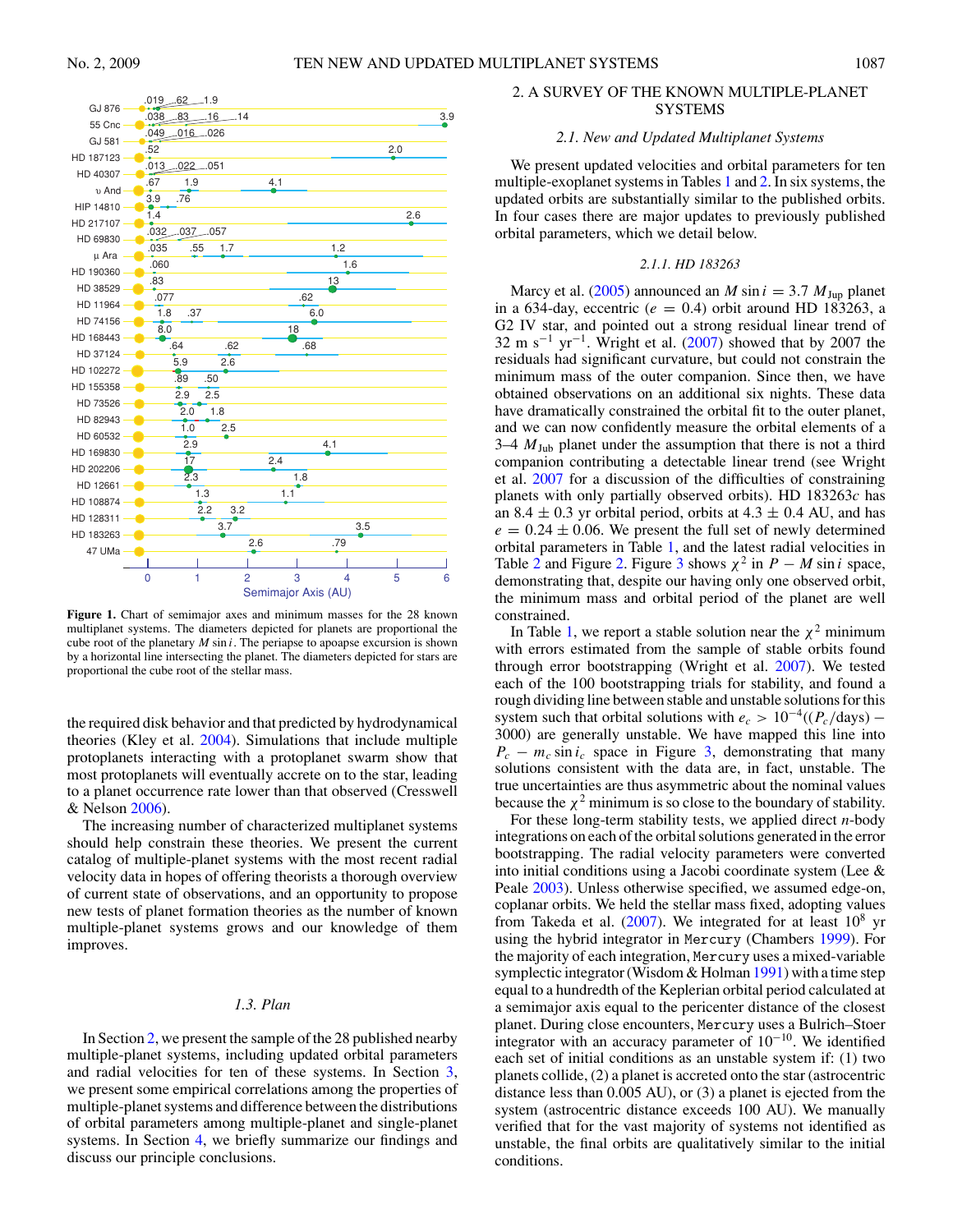**Figure 1.** Chart of semimajor axes and minimum masses for the 28 known multiplanet systems. The diameters depicted for planets are proportional the cube root of the planetary $M \sin i$. The periapse to apoapse excursion is shown by a horizontal line intersecting the planet. The diameters depicted for stars are proportional the cube root of the stellar mass.

the required disk behavior and that predicted by hydrodynamical theories (Kley et al. 2004). Simulations that include multiple protoplanets interacting with a protoplanet swarm show that most protoplanets will eventually accrete on to the star, leading to a planet occurrence rate lower than that observed (Cresswell & Nelson 2006).

The increasing number of characterized multiplanet systems should help constrain these theories. We present the current catalog of multiple-planet systems with the most recent radial velocity data in hopes of offering theorists a thorough overview of current state of observations, and an opportunity to propose new tests of planet formation theories as the number of known multiple-planet systems grows and our knowledge of them improves.

### 1.3. Plan

In Section 2, we present the sample of the 28 published nearby multiple-planet systems, including updated orbital parameters and radial velocities for ten of these systems. In Section 3, we present some empirical correlations among the properties of multiple-planet systems and difference between the distributions of orbital parameters among multiple-planet and single-planet systems. In Section 4, we briefly summarize our findings and discuss our principle conclusions.

## 2. A SURVEY OF THE KNOWN MULTIPLE-PLANET SYSTEMS

### 2.1. New and Updated Multiplanet Systems

We present updated velocities and orbital parameters for ten multiple-exoplanet systems in Tables 1 and 2. In six systems, the updated orbits are substantially similar to the published orbits. In four cases there are major updates to previously published orbital parameters, which we detail below.

#### 2.1.1. HD 183263

Marcy et al. (2005) announced an $M \sin i = 3.7\ M_{\mathrm{Jup}}$ planet in a 634-day, eccentric ($e = 0.4$) orbit around HD 183263, a G2 IV star, and pointed out a strong residual linear trend of 32 m s$^{-1}$ yr$^{-1}$. Wright et al. (2007) showed that by 2007 the residuals had significant curvature, but could not constrain the minimum mass of the outer companion. Since then, we have obtained observations on an additional six nights. These data have dramatically constrained the orbital fit to the outer planet, and we can now confidently measure the orbital elements of a 3–4 $M_{\mathrm{Jup}}$ planet under the assumption that there is not a third companion contributing a detectable linear trend (see Wright et al. 2007 for a discussion of the difficulties of constraining planets with only partially observed orbits). HD 183263$c$ has an $8.4 \pm 0.3$ yr orbital period, orbits at $4.3 \pm 0.4$ AU, and has $e = 0.24 \pm 0.06$. We present the full set of newly determined orbital parameters in Table 1, and the latest radial velocities in Table 2 and Figure 2. Figure 3 shows $\chi^2$ in $P - M \sin i$ space, demonstrating that, despite our having only one observed orbit, the minimum mass and orbital period of the planet are well constrained.

In Table 1, we report a stable solution near the $\chi^2$ minimum with errors estimated from the sample of stable orbits found through error bootstrapping (Wright et al. 2007). We tested each of the 100 bootstrapping trials for stability, and found a rough dividing line between stable and unstable solutions for this system such that orbital solutions with $e_c > 10^{-4}((P_c/\text{days}) - 3000)$ are generally unstable. We have mapped this line into $P_c - m_c \sin i_c$ space in Figure 3, demonstrating that many solutions consistent with the data are, in fact, unstable. The true uncertainties are thus asymmetric about the nominal values because the $\chi^2$ minimum is so close to the boundary of stability.

For these long-term stability tests, we applied direct $n$-body integrations on each of the orbital solutions generated in the error bootstrapping. The radial velocity parameters were converted into initial conditions using a Jacobi coordinate system (Lee & Peale 2003). Unless otherwise specified, we assumed edge-on, coplanar orbits. We held the stellar mass fixed, adopting values from Takeda et al. (2007). We integrated for at least $10^8$ yr using the hybrid integrator in `Mercury` (Chambers 1999). For the majority of each integration, `Mercury` uses a mixed-variable symplectic integrator (Wisdom & Holman 1991) with a time step equal to a hundredth of the Keplerian orbital period calculated at a semimajor axis equal to the pericenter distance of the closest planet. During close encounters, `Mercury` uses a Bulrich–Stoer integrator with an accuracy parameter of $10^{-10}$. We identified each set of initial conditions as an unstable system if: (1) two planets collide, (2) a planet is accreted onto the star (astrocentric distance less than 0.005 AU), or (3) a planet is ejected from the system (astrocentric distance exceeds 100 AU). We manually verified that for the vast majority of systems not identified as unstable, the final orbits are qualitatively similar to the initial conditions.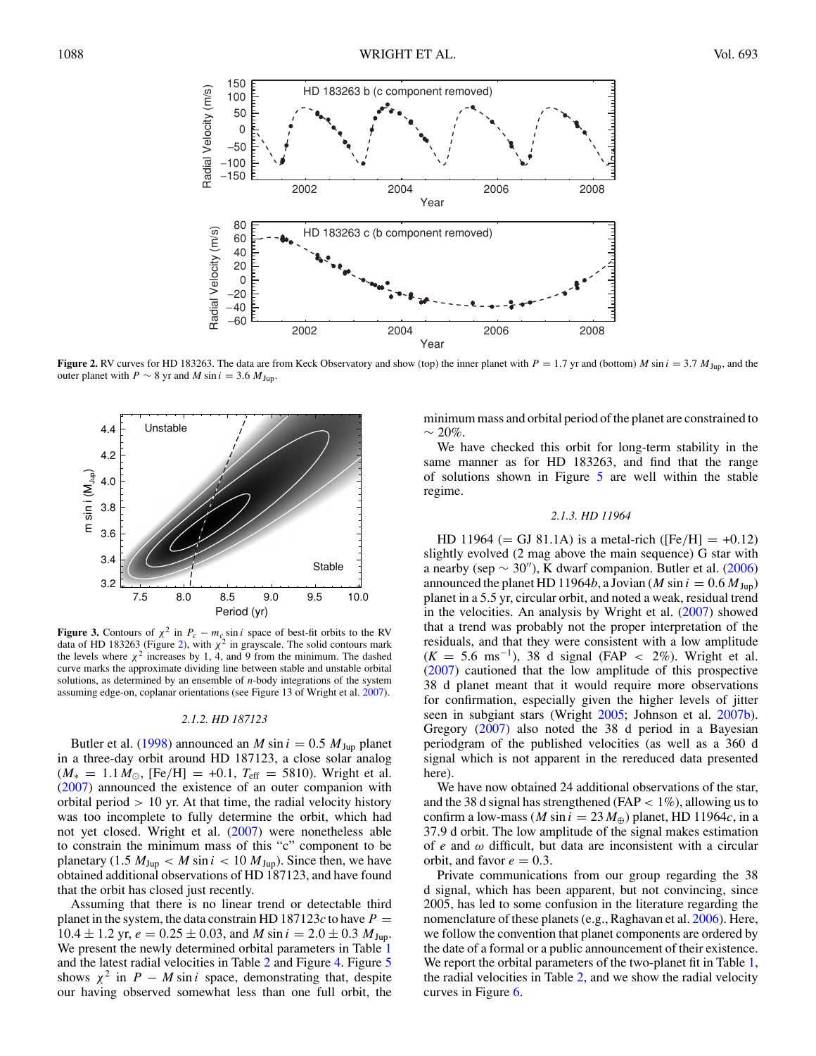**Figure 2.** RV curves for HD 183263. The data are from Keck Observatory and show (top) the inner planet with $P = 1.7$ yr and (bottom) $M \sin i = 3.7\ M_{\mathrm{Jup}}$, and the outer planet with $P \sim 8$ yr and $M \sin i = 3.6\ M_{\mathrm{Jup}}$.

**Figure 3.** Contours of $\chi^2$ in $P_c - m_c \sin i$ space of best-fit orbits to the RV data of HD 183263 (Figure 2), with $\chi^2$ in grayscale. The solid contours mark the levels where $\chi^2$ increases by 1, 4, and 9 from the minimum. The dashed curve marks the approximate dividing line between stable and unstable orbital solutions, as determined by an ensemble of $n$-body integrations of the system assuming edge-on, coplanar orientations (see Figure 13 of Wright et al. 2007).

#### 2.1.2. *HD 187123*

Butler et al. (1998) announced an $M \sin i = 0.5\ M_{\mathrm{Jup}}$ planet in a three-day orbit around HD 187123, a close solar analog ($M_* = 1.1\ M_\odot$, [Fe/H] = +0.1, $T_{\mathrm{eff}} = 5810$). Wright et al. (2007) announced the existence of an outer companion with orbital period > 10 yr. At that time, the radial velocity history was too incomplete to fully determine the orbit, which had not yet closed. Wright et al. (2007) were nonetheless able to constrain the minimum mass of this "c" component to be planetary ($1.5\ M_{\mathrm{Jup}} < M \sin i < 10\ M_{\mathrm{Jup}}$). Since then, we have obtained additional observations of HD 187123, and have found that the orbit has closed just recently.

Assuming that there is no linear trend or detectable third planet in the system, the data constrain HD 187123*c* to have $P = 10.4 \pm 1.2$ yr, $e = 0.25 \pm 0.03$, and $M \sin i = 2.0 \pm 0.3\ M_{\mathrm{Jup}}$. We present the newly determined orbital parameters in Table 1 and the latest radial velocities in Table 2 and Figure 4. Figure 5 shows $\chi^2$ in $P - M \sin i$ space, demonstrating that, despite our having observed somewhat less than one full orbit, the minimum mass and orbital period of the planet are constrained to $\sim 20\%$.

We have checked this orbit for long-term stability in the same manner as for HD 183263, and find that the range of solutions shown in Figure 5 are well within the stable regime.

#### 2.1.3. *HD 11964*

HD 11964 (= GJ 81.1A) is a metal-rich ([Fe/H] = +0.12) slightly evolved (2 mag above the main sequence) G star with a nearby (sep ∼ 30″), K dwarf companion. Butler et al. (2006) announced the planet HD 11964*b*, a Jovian ($M \sin i = 0.6\ M_{\mathrm{Jup}}$) planet in a 5.5 yr, circular orbit, and noted a weak, residual trend in the velocities. An analysis by Wright et al. (2007) showed that a trend was probably not the proper interpretation of the residuals, and that they were consistent with a low amplitude ($K = 5.6$ ms$^{-1}$), 38 d signal (FAP < 2%). Wright et al. (2007) cautioned that the low amplitude of this prospective 38 d planet meant that it would require more observations for confirmation, especially given the higher levels of jitter seen in subgiant stars (Wright 2005; Johnson et al. 2007b). Gregory (2007) also noted the 38 d period in a Bayesian periodgram of the published velocities (as well as a 360 d signal which is not apparent in the rereduced data presented here).

We have now obtained 24 additional observations of the star, and the 38 d signal has strengthened (FAP < 1%), allowing us to confirm a low-mass ($M \sin i = 23\ M_\oplus$) planet, HD 11964*c*, in a 37.9 d orbit. The low amplitude of the signal makes estimation of $e$ and $\omega$ difficult, but data are inconsistent with a circular orbit, and favor $e = 0.3$.

Private communications from our group regarding the 38 d signal, which has been apparent, but not convincing, since 2005, has led to some confusion in the literature regarding the nomenclature of these planets (e.g., Raghavan et al. 2006). Here, we follow the convention that planet components are ordered by the date of a formal or a public announcement of their existence. We report the orbital parameters of the two-planet fit in Table 1, the radial velocities in Table 2, and we show the radial velocity curves in Figure 6.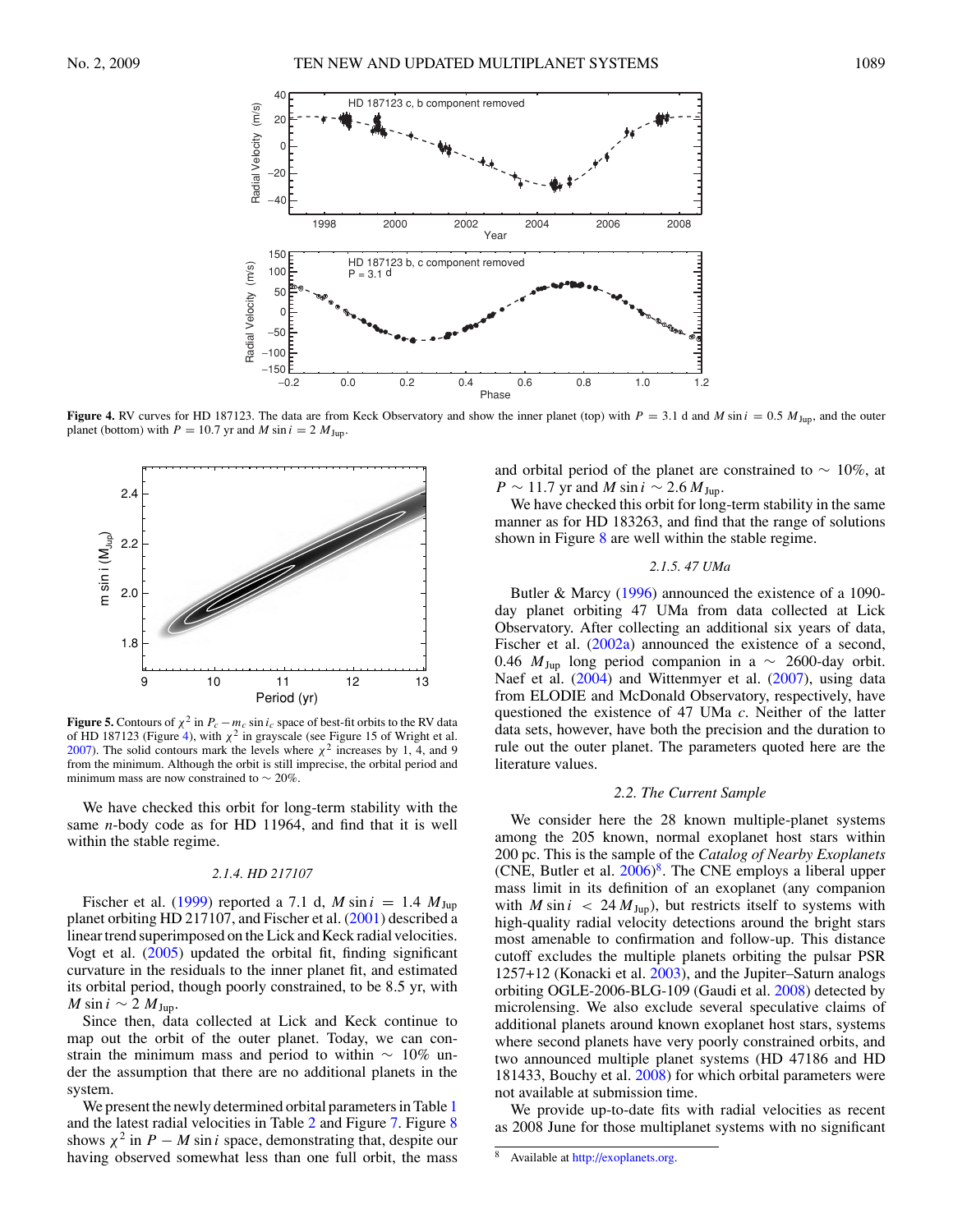**Figure 4.** RV curves for HD 187123. The data are from Keck Observatory and show the inner planet (top) with $P = 3.1$ d and $M \sin i = 0.5\ M_{\rm Jup}$, and the outer planet (bottom) with $P = 10.7$ yr and $M \sin i = 2\ M_{\rm Jup}$.

**Figure 5.** Contours of $\chi^2$ in $P_c - m_c \sin i_c$ space of best-fit orbits to the RV data of HD 187123 (Figure 4), with $\chi^2$ in grayscale (see Figure 15 of Wright et al. 2007). The solid contours mark the levels where $\chi^2$ increases by 1, 4, and 9 from the minimum. Although the orbit is still imprecise, the orbital period and minimum mass are now constrained to $\sim 20\%$.

We have checked this orbit for long-term stability with the same *n*-body code as for HD 11964, and find that it is well within the stable regime.

### 2.1.4. HD 217107

Fischer et al. (1999) reported a 7.1 d, $M \sin i = 1.4\ M_{\rm Jup}$ planet orbiting HD 217107, and Fischer et al. (2001) described a linear trend superimposed on the Lick and Keck radial velocities. Vogt et al. (2005) updated the orbital fit, finding significant curvature in the residuals to the inner planet fit, and estimated its orbital period, though poorly constrained, to be 8.5 yr, with $M \sin i \sim 2\ M_{\rm Jup}$.

Since then, data collected at Lick and Keck continue to map out the orbit of the outer planet. Today, we can constrain the minimum mass and period to within $\sim 10\%$ under the assumption that there are no additional planets in the system.

We present the newly determined orbital parameters in Table 1 and the latest radial velocities in Table 2 and Figure 7. Figure 8 shows $\chi^2$ in $P - M \sin i$ space, demonstrating that, despite our having observed somewhat less than one full orbit, the mass and orbital period of the planet are constrained to $\sim 10\%$, at $P \sim 11.7$ yr and $M \sin i \sim 2.6\ M_{\rm Jup}$.

We have checked this orbit for long-term stability in the same manner as for HD 183263, and find that the range of solutions shown in Figure 8 are well within the stable regime.

### 2.1.5. 47 UMa

Butler & Marcy (1996) announced the existence of a 1090-day planet orbiting 47 UMa from data collected at Lick Observatory. After collecting an additional six years of data, Fischer et al. (2002a) announced the existence of a second, 0.46 $M_{\rm Jup}$ long period companion in a $\sim$ 2600-day orbit. Naef et al. (2004) and Wittenmyer et al. (2007), using data from ELODIE and McDonald Observatory, respectively, have questioned the existence of 47 UMa *c*. Neither of the latter data sets, however, have both the precision and the duration to rule out the outer planet. The parameters quoted here are the literature values.

## 2.2. The Current Sample

We consider here the 28 known multiple-planet systems among the 205 known, normal exoplanet host stars within 200 pc. This is the sample of the *Catalog of Nearby Exoplanets* (CNE, Butler et al. 2006)[8]. The CNE employs a liberal upper mass limit in its definition of an exoplanet (any companion with $M \sin i < 24\ M_{\rm Jup}$), but restricts itself to systems with high-quality radial velocity detections around the bright stars most amenable to confirmation and follow-up. This distance cutoff excludes the multiple planets orbiting the pulsar PSR 1257+12 (Konacki et al. 2003), and the Jupiter–Saturn analogs orbiting OGLE-2006-BLG-109 (Gaudi et al. 2008) detected by microlensing. We also exclude several speculative claims of additional planets around known exoplanet host stars, systems where second planets have very poorly constrained orbits, and two announced multiple planet systems (HD 47186 and HD 181433, Bouchy et al. 2008) for which orbital parameters were not available at submission time.

We provide up-to-date fits with radial velocities as recent as 2008 June for those multiplanet systems with no significant

[8] Available at http://exoplanets.org.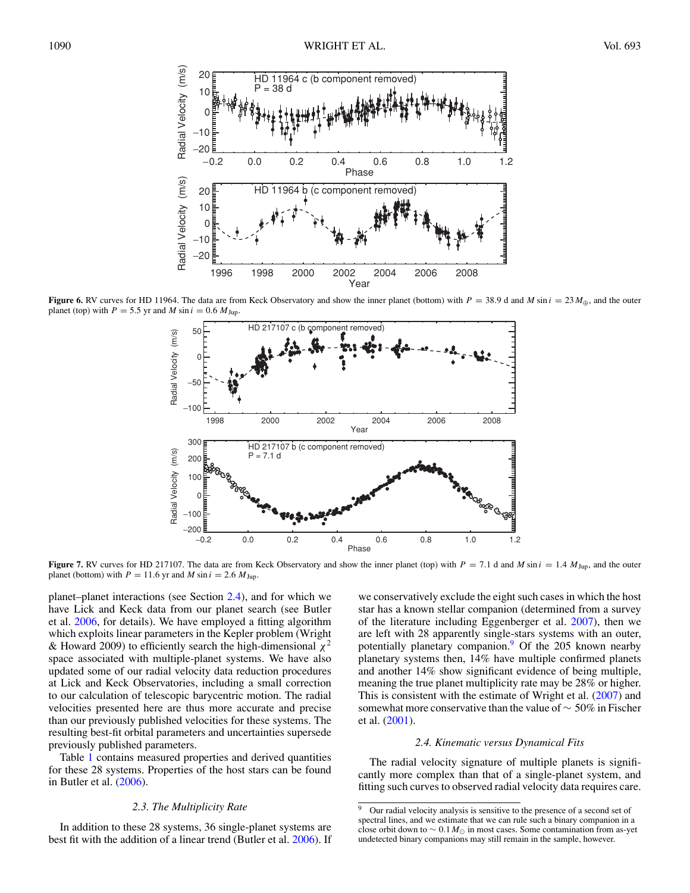**Figure 6.** RV curves for HD 11964. The data are from Keck Observatory and show the inner planet (bottom) with $P = 38.9$ d and $M \sin i = 23\,M_{\oplus}$, and the outer planet (top) with $P = 5.5$ yr and $M \sin i = 0.6\,M_{\rm Jup}$.

**Figure 7.** RV curves for HD 217107. The data are from Keck Observatory and show the inner planet (top) with $P = 7.1$ d and $M \sin i = 1.4\,M_{\rm Jup}$, and the outer planet (bottom) with $P = 11.6$ yr and $M \sin i = 2.6\,M_{\rm Jup}$.

planet–planet interactions (see Section 2.4), and for which we have Lick and Keck data from our planet search (see Butler et al. 2006, for details). We have employed a fitting algorithm which exploits linear parameters in the Kepler problem (Wright & Howard 2009) to efficiently search the high-dimensional $\chi^2$ space associated with multiple-planet systems. We have also updated some of our radial velocity data reduction procedures at Lick and Keck Observatories, including a small correction to our calculation of telescopic barycentric motion. The radial velocities presented here are thus more accurate and precise than our previously published velocities for these systems. The resulting best-fit orbital parameters and uncertainties supersede previously published parameters.

Table 1 contains measured properties and derived quantities for these 28 systems. Properties of the host stars can be found in Butler et al. (2006).

### *2.3. The Multiplicity Rate*

In addition to these 28 systems, 36 single-planet systems are best fit with the addition of a linear trend (Butler et al. 2006). If we conservatively exclude the eight such cases in which the host star has a known stellar companion (determined from a survey of the literature including Eggenberger et al. 2007), then we are left with 28 apparently single-stars systems with an outer, potentially planetary companion.[9] Of the 205 known nearby planetary systems then, 14% have multiple confirmed planets and another 14% show significant evidence of being multiple, meaning the true planet multiplicity rate may be 28% or higher. This is consistent with the estimate of Wright et al. (2007) and somewhat more conservative than the value of $\sim 50\%$ in Fischer et al. (2001).

### *2.4. Kinematic versus Dynamical Fits*

The radial velocity signature of multiple planets is significantly more complex than that of a single-planet system, and fitting such curves to observed radial velocity data requires care.

[9] Our radial velocity analysis is sensitive to the presence of a second set of spectral lines, and we estimate that we can rule such a binary companion in a close orbit down to $\sim 0.1\,M_{\odot}$ in most cases. Some contamination from as-yet undetected binary companions may still remain in the sample, however.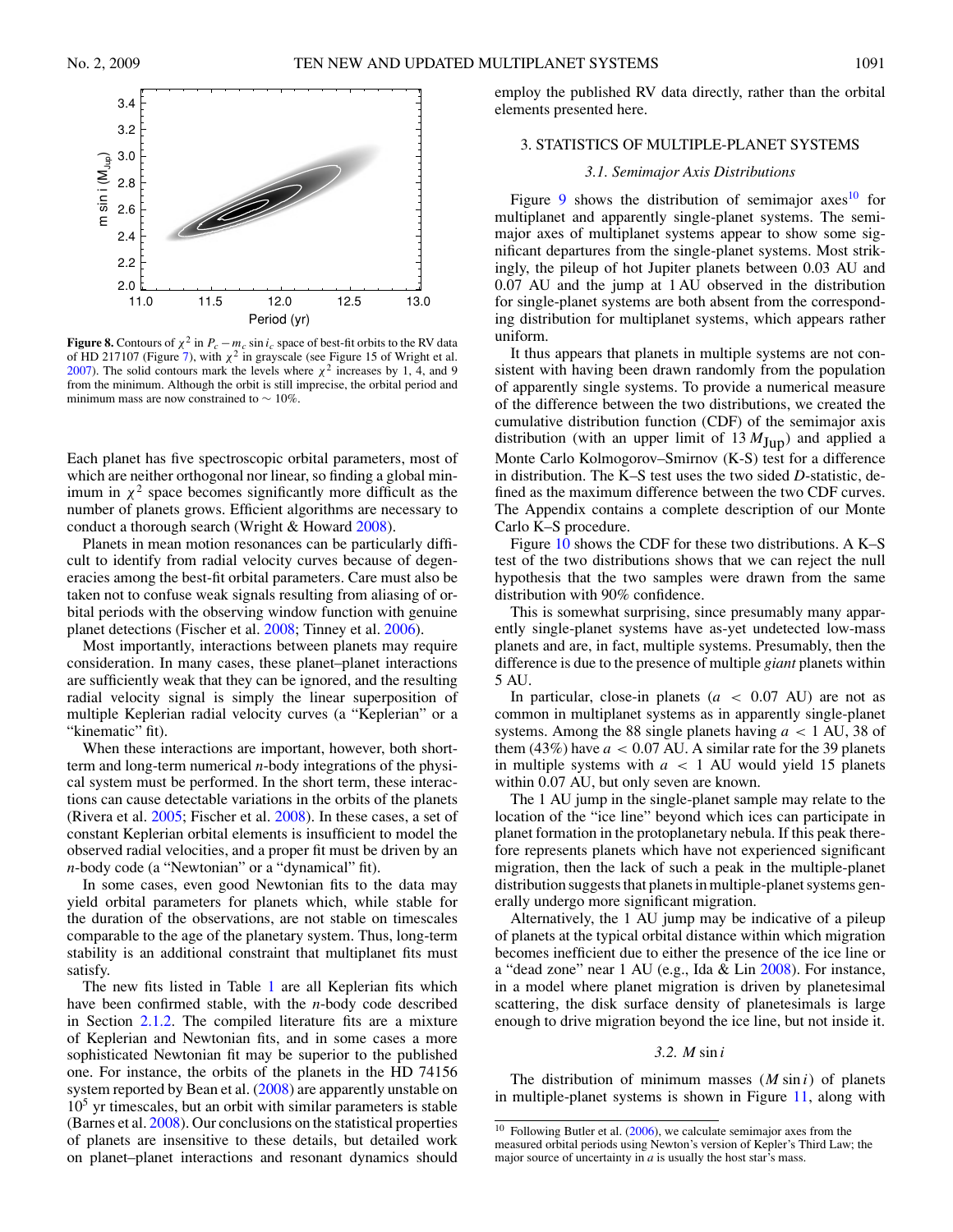**Figure 8.** Contours of $\chi^2$ in $P_c - m_c \sin i_c$ space of best-fit orbits to the RV data of HD 217107 (Figure 7), with $\chi^2$ in grayscale (see Figure 15 of Wright et al. 2007). The solid contours mark the levels where $\chi^2$ increases by 1, 4, and 9 from the minimum. Although the orbit is still imprecise, the orbital period and minimum mass are now constrained to $\sim 10\%$.

Each planet has five spectroscopic orbital parameters, most of which are neither orthogonal nor linear, so finding a global minimum in $\chi^2$ space becomes significantly more difficult as the number of planets grows. Efficient algorithms are necessary to conduct a thorough search (Wright & Howard 2008).

Planets in mean motion resonances can be particularly difficult to identify from radial velocity curves because of degeneracies among the best-fit orbital parameters. Care must also be taken not to confuse weak signals resulting from aliasing of orbital periods with the observing window function with genuine planet detections (Fischer et al. 2008; Tinney et al. 2006).

Most importantly, interactions between planets may require consideration. In many cases, these planet–planet interactions are sufficiently weak that they can be ignored, and the resulting radial velocity signal is simply the linear superposition of multiple Keplerian radial velocity curves (a "Keplerian" or a "kinematic" fit).

When these interactions are important, however, both short-term and long-term numerical $n$-body integrations of the physical system must be performed. In the short term, these interactions can cause detectable variations in the orbits of the planets (Rivera et al. 2005; Fischer et al. 2008). In these cases, a set of constant Keplerian orbital elements is insufficient to model the observed radial velocities, and a proper fit must be driven by an $n$-body code (a "Newtonian" or a "dynamical" fit).

In some cases, even good Newtonian fits to the data may yield orbital parameters for planets which, while stable for the duration of the observations, are not stable on timescales comparable to the age of the planetary system. Thus, long-term stability is an additional constraint that multiplanet fits must satisfy.

The new fits listed in Table 1 are all Keplerian fits which have been confirmed stable, with the $n$-body code described in Section 2.1.2. The compiled literature fits are a mixture of Keplerian and Newtonian fits, and in some cases a more sophisticated Newtonian fit may be superior to the published one. For instance, the orbits of the planets in the HD 74156 system reported by Bean et al. (2008) are apparently unstable on $10^5$ yr timescales, but an orbit with similar parameters is stable (Barnes et al. 2008). Our conclusions on the statistical properties of planets are insensitive to these details, but detailed work on planet–planet interactions and resonant dynamics should employ the published RV data directly, rather than the orbital elements presented here.

## 3. STATISTICS OF MULTIPLE-PLANET SYSTEMS

### 3.1. Semimajor Axis Distributions

Figure 9 shows the distribution of semimajor axes[10] for multiplanet and apparently single-planet systems. The semimajor axes of multiplanet systems appear to show some significant departures from the single-planet systems. Most strikingly, the pileup of hot Jupiter planets between 0.03 AU and 0.07 AU and the jump at 1 AU observed in the distribution for single-planet systems are both absent from the corresponding distribution for multiplanet systems, which appears rather uniform.

It thus appears that planets in multiple systems are not consistent with having been drawn randomly from the population of apparently single systems. To provide a numerical measure of the difference between the two distributions, we created the cumulative distribution function (CDF) of the semimajor axis distribution (with an upper limit of 13 $M_{\mathrm{Jup}}$) and applied a Monte Carlo Kolmogorov–Smirnov (K-S) test for a difference in distribution. The K–S test uses the two sided $D$-statistic, defined as the maximum difference between the two CDF curves. The Appendix contains a complete description of our Monte Carlo K–S procedure.

Figure 10 shows the CDF for these two distributions. A K–S test of the two distributions shows that we can reject the null hypothesis that the two samples were drawn from the same distribution with 90% confidence.

This is somewhat surprising, since presumably many apparently single-planet systems have as-yet undetected low-mass planets and are, in fact, multiple systems. Presumably, then the difference is due to the presence of multiple *giant* planets within 5 AU.

In particular, close-in planets ($a < 0.07$ AU) are not as common in multiplanet systems as in apparently single-planet systems. Among the 88 single planets having $a < 1$ AU, 38 of them (43%) have $a < 0.07$ AU. A similar rate for the 39 planets in multiple systems with $a < 1$ AU would yield 15 planets within 0.07 AU, but only seven are known.

The 1 AU jump in the single-planet sample may relate to the location of the "ice line" beyond which ices can participate in planet formation in the protoplanetary nebula. If this peak therefore represents planets which have not experienced significant migration, then the lack of such a peak in the multiple-planet distribution suggests that planets in multiple-planet systems generally undergo more significant migration.

Alternatively, the 1 AU jump may be indicative of a pileup of planets at the typical orbital distance within which migration becomes inefficient due to either the presence of the ice line or a "dead zone" near 1 AU (e.g., Ida & Lin 2008). For instance, in a model where planet migration is driven by planetesimal scattering, the disk surface density of planetesimals is large enough to drive migration beyond the ice line, but not inside it.

### 3.2. $M \sin i$

The distribution of minimum masses ($M \sin i$) of planets in multiple-planet systems is shown in Figure 11, along with

[10] Following Butler et al. (2006), we calculate semimajor axes from the measured orbital periods using Newton's version of Kepler's Third Law; the major source of uncertainty in $a$ is usually the host star's mass.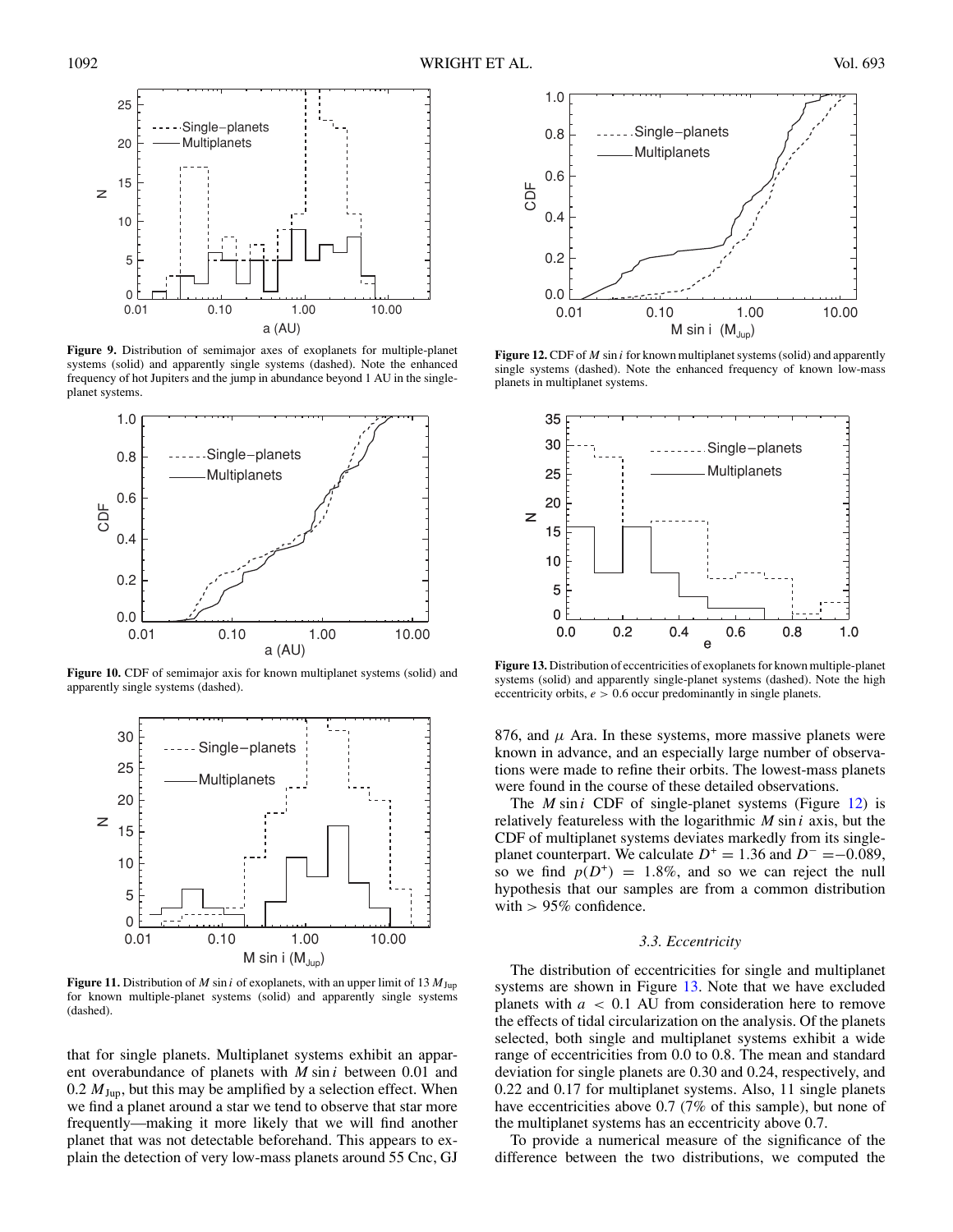**Figure 9.** Distribution of semimajor axes of exoplanets for multiple-planet systems (solid) and apparently single systems (dashed). Note the enhanced frequency of hot Jupiters and the jump in abundance beyond 1 AU in the single-planet systems.

**Figure 10.** CDF of semimajor axis for known multiplanet systems (solid) and apparently single systems (dashed).

**Figure 11.** Distribution of $M \sin i$ of exoplanets, with an upper limit of 13 $M_{\rm Jup}$ for known multiple-planet systems (solid) and apparently single systems (dashed).

that for single planets. Multiplanet systems exhibit an apparent overabundance of planets with $M \sin i$ between 0.01 and 0.2 $M_{\rm Jup}$, but this may be amplified by a selection effect. When we find a planet around a star we tend to observe that star more frequently—making it more likely that we will find another planet that was not detectable beforehand. This appears to explain the detection of very low-mass planets around 55 Cnc, GJ 876, and $\mu$ Ara. In these systems, more massive planets were known in advance, and an especially large number of observations were made to refine their orbits. The lowest-mass planets were found in the course of these detailed observations.

**Figure 12.** CDF of $M \sin i$ for known multiplanet systems (solid) and apparently single systems (dashed). Note the enhanced frequency of known low-mass planets in multiplanet systems.

**Figure 13.** Distribution of eccentricities of exoplanets for known multiple-planet systems (solid) and apparently single-planet systems (dashed). Note the high eccentricity orbits, $e > 0.6$ occur predominantly in single planets.

The $M \sin i$ CDF of single-planet systems (Figure 12) is relatively featureless with the logarithmic $M \sin i$ axis, but the CDF of multiplanet systems deviates markedly from its single-planet counterpart. We calculate $D^+ = 1.36$ and $D^- = -0.089$, so we find $p(D^+) = 1.8\%$, and so we can reject the null hypothesis that our samples are from a common distribution with $> 95\%$ confidence.

### 3.3. Eccentricity

The distribution of eccentricities for single and multiplanet systems are shown in Figure 13. Note that we have excluded planets with $a < 0.1$ AU from consideration here to remove the effects of tidal circularization on the analysis. Of the planets selected, both single and multiplanet systems exhibit a wide range of eccentricities from 0.0 to 0.8. The mean and standard deviation for single planets are 0.30 and 0.24, respectively, and 0.22 and 0.17 for multiplanet systems. Also, 11 single planets have eccentricities above 0.7 (7% of this sample), but none of the multiplanet systems has an eccentricity above 0.7.

To provide a numerical measure of the significance of the difference between the two distributions, we computed the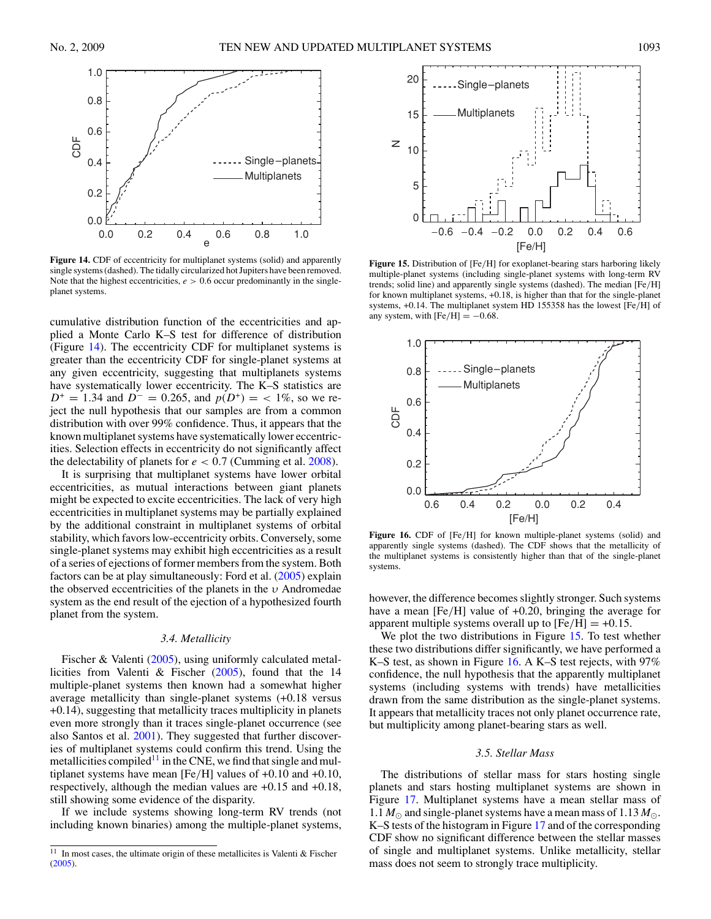**Figure 14.** CDF of eccentricity for multiplanet systems (solid) and apparently single systems (dashed). The tidally circularized hot Jupiters have been removed. Note that the highest eccentricities, $e > 0.6$ occur predominantly in the single-planet systems.

cumulative distribution function of the eccentricities and applied a Monte Carlo K–S test for difference of distribution (Figure 14). The eccentricity CDF for multiplanet systems is greater than the eccentricity CDF for single-planet systems at any given eccentricity, suggesting that multiplanets systems have systematically lower eccentricity. The K–S statistics are $D^{+} = 1.34$ and $D^{-} = 0.265$, and $p(D^{+}) = < 1\%$, so we reject the null hypothesis that our samples are from a common distribution with over 99% confidence. Thus, it appears that the known multiplanet systems have systematically lower eccentricities. Selection effects in eccentricity do not significantly affect the delectability of planets for $e < 0.7$ (Cumming et al. 2008).

It is surprising that multiplanet systems have lower orbital eccentricities, as mutual interactions between giant planets might be expected to excite eccentricities. The lack of very high eccentricities in multiplanet systems may be partially explained by the additional constraint in multiplanet systems of orbital stability, which favors low-eccentricity orbits. Conversely, some single-planet systems may exhibit high eccentricities as a result of a series of ejections of former members from the system. Both factors can be at play simultaneously: Ford et al. (2005) explain the observed eccentricities of the planets in the $\upsilon$ Andromedae system as the end result of the ejection of a hypothesized fourth planet from the system.

### 3.4. Metallicity

Fischer & Valenti (2005), using uniformly calculated metallicities from Valenti & Fischer (2005), found that the 14 multiple-planet systems then known had a somewhat higher average metallicity than single-planet systems (+0.18 versus +0.14), suggesting that metallicity traces multiplicity in planets even more strongly than it traces single-planet occurrence (see also Santos et al. 2001). They suggested that further discoveries of multiplanet systems could confirm this trend. Using the metallicities compiled[11] in the CNE, we find that single and multiplanet systems have mean [Fe/H] values of +0.10 and +0.10, respectively, although the median values are +0.15 and +0.18, still showing some evidence of the disparity.

If we include systems showing long-term RV trends (not including known binaries) among the multiple-planet systems, however, the difference becomes slightly stronger. Such systems have a mean [Fe/H] value of +0.20, bringing the average for apparent multiple systems overall up to [Fe/H] = +0.15.

We plot the two distributions in Figure 15. To test whether these two distributions differ significantly, we have performed a K–S test, as shown in Figure 16. A K–S test rejects, with 97% confidence, the null hypothesis that the apparently multiplanet systems (including systems with trends) have metallicities drawn from the same distribution as the single-planet systems. It appears that metallicity traces not only planet occurrence rate, but multiplicity among planet-bearing stars as well.

[11] In most cases, the ultimate origin of these metallicites is Valenti & Fischer (2005).

**Figure 15.** Distribution of [Fe/H] for exoplanet-bearing stars harboring likely multiple-planet systems (including single-planet systems with long-term RV trends; solid line) and apparently single systems (dashed). The median [Fe/H] for known multiplanet systems, +0.18, is higher than that for the single-planet systems, +0.14. The multiplanet system HD 155358 has the lowest [Fe/H] of any system, with [Fe/H] = −0.68.

**Figure 16.** CDF of [Fe/H] for known multiple-planet systems (solid) and apparently single systems (dashed). The CDF shows that the metallicity of the multiplanet systems is consistently higher than that of the single-planet systems.

### 3.5. Stellar Mass

The distributions of stellar mass for stars hosting single planets and stars hosting multiplanet systems are shown in Figure 17. Multiplanet systems have a mean stellar mass of 1.1 $M_{\odot}$ and single-planet systems have a mean mass of 1.13 $M_{\odot}$. K–S tests of the histogram in Figure 17 and of the corresponding CDF show no significant difference between the stellar masses of single and multiplanet systems. Unlike metallicity, stellar mass does not seem to strongly trace multiplicity.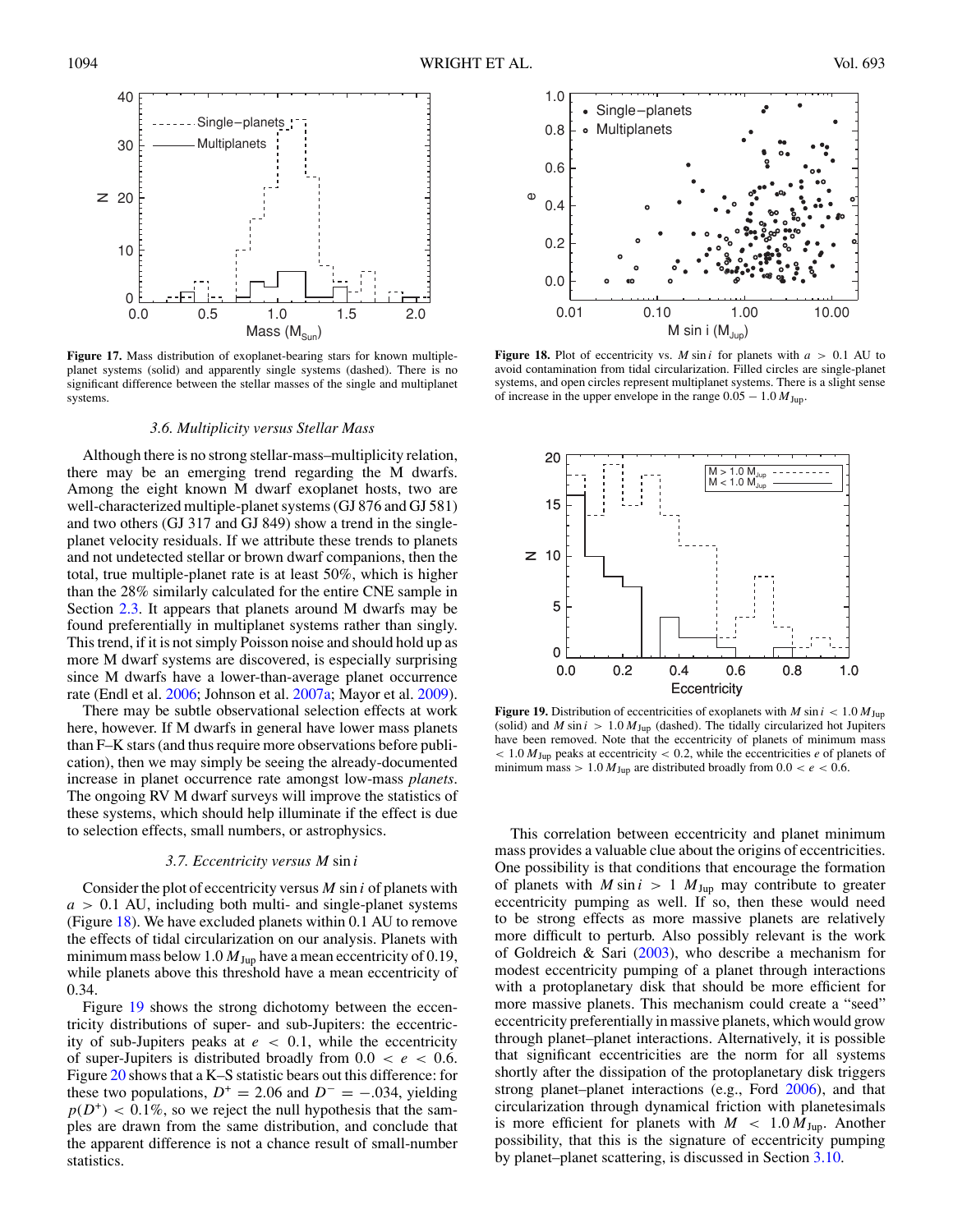**Figure 17.** Mass distribution of exoplanet-bearing stars for known multiple-planet systems (solid) and apparently single systems (dashed). There is no significant difference between the stellar masses of the single and multiplanet systems.

**Figure 18.** Plot of eccentricity vs. $M \sin i$ for planets with $a > 0.1$ AU to avoid contamination from tidal circularization. Filled circles are single-planet systems, and open circles represent multiplanet systems. There is a slight sense of increase in the upper envelope in the range $0.05 - 1.0\, M_{\rm Jup}$.

**Figure 19.** Distribution of eccentricities of exoplanets with $M \sin i < 1.0\, M_{\rm Jup}$ (solid) and $M \sin i > 1.0\, M_{\rm Jup}$ (dashed). The tidally circularized hot Jupiters have been removed. Note that the eccentricity of planets of minimum mass $< 1.0\, M_{\rm Jup}$ peaks at eccentricity $< 0.2$, while the eccentricities $e$ of planets of minimum mass $> 1.0\, M_{\rm Jup}$ are distributed broadly from $0.0 < e < 0.6$.

### 3.6. Multiplicity versus Stellar Mass

Although there is no strong stellar-mass–multiplicity relation, there may be an emerging trend regarding the M dwarfs. Among the eight known M dwarf exoplanet hosts, two are well-characterized multiple-planet systems (GJ 876 and GJ 581) and two others (GJ 317 and GJ 849) show a trend in the single-planet velocity residuals. If we attribute these trends to planets and not undetected stellar or brown dwarf companions, then the total, true multiple-planet rate is at least 50%, which is higher than the 28% similarly calculated for the entire CNE sample in Section 2.3. It appears that planets around M dwarfs may be found preferentially in multiplanet systems rather than singly. This trend, if it is not simply Poisson noise and should hold up as more M dwarf systems are discovered, is especially surprising since M dwarfs have a lower-than-average planet occurrence rate (Endl et al. 2006; Johnson et al. 2007a; Mayor et al. 2009).

There may be subtle observational selection effects at work here, however. If M dwarfs in general have lower mass planets than F–K stars (and thus require more observations before publication), then we may simply be seeing the already-documented increase in planet occurrence rate amongst low-mass *planets*. The ongoing RV M dwarf surveys will improve the statistics of these systems, which should help illuminate if the effect is due to selection effects, small numbers, or astrophysics.

### 3.7. Eccentricity versus $M \sin i$

Consider the plot of eccentricity versus $M \sin i$ of planets with $a > 0.1$ AU, including both multi- and single-planet systems (Figure 18). We have excluded planets within 0.1 AU to remove the effects of tidal circularization on our analysis. Planets with minimum mass below $1.0\, M_{\rm Jup}$ have a mean eccentricity of 0.19, while planets above this threshold have a mean eccentricity of 0.34.

Figure 19 shows the strong dichotomy between the eccentricity distributions of super- and sub-Jupiters: the eccentricity of sub-Jupiters peaks at $e < 0.1$, while the eccentricity of super-Jupiters is distributed broadly from $0.0 < e < 0.6$. Figure 20 shows that a K–S statistic bears out this difference: for these two populations, $D^+ = 2.06$ and $D^- = -.034$, yielding $p(D^+) < 0.1\%$, so we reject the null hypothesis that the samples are drawn from the same distribution, and conclude that the apparent difference is not a chance result of small-number statistics.

This correlation between eccentricity and planet minimum mass provides a valuable clue about the origins of eccentricities. One possibility is that conditions that encourage the formation of planets with $M \sin i > 1\, M_{\rm Jup}$ may contribute to greater eccentricity pumping as well. If so, then these would need to be strong effects as more massive planets are relatively more difficult to perturb. Also possibly relevant is the work of Goldreich & Sari (2003), who describe a mechanism for modest eccentricity pumping of a planet through interactions with a protoplanetary disk that should be more efficient for more massive planets. This mechanism could create a "seed" eccentricity preferentially in massive planets, which would grow through planet–planet interactions. Alternatively, it is possible that significant eccentricities are the norm for all systems shortly after the dissipation of the protoplanetary disk triggers strong planet–planet interactions (e.g., Ford 2006), and that circularization through dynamical friction with planetesimals is more efficient for planets with $M < 1.0\, M_{\rm Jup}$. Another possibility, that this is the signature of eccentricity pumping by planet–planet scattering, is discussed in Section 3.10.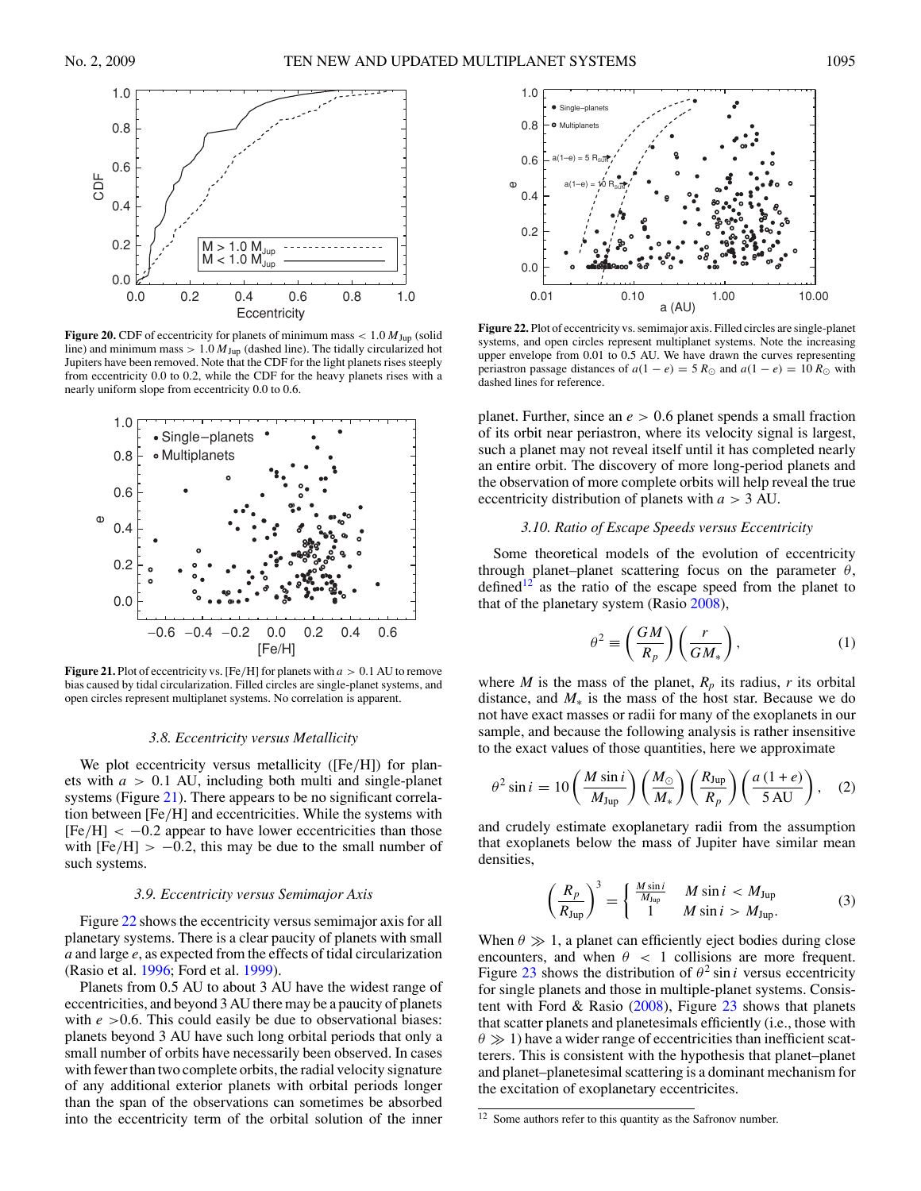**Figure 20.** CDF of eccentricity for planets of minimum mass $< 1.0\,M_{\rm Jup}$ (solid line) and minimum mass $> 1.0\,M_{\rm Jup}$ (dashed line). The tidally circularized hot Jupiters have been removed. Note that the CDF for the light planets rises steeply from eccentricity 0.0 to 0.2, while the CDF for the heavy planets rises with a nearly uniform slope from eccentricity 0.0 to 0.6.

**Figure 21.** Plot of eccentricity vs. [Fe/H] for planets with $a > 0.1$ AU to remove bias caused by tidal circularization. Filled circles are single-planet systems, and open circles represent multiplanet systems. No correlation is apparent.

### 3.8. Eccentricity versus Metallicity

We plot eccentricity versus metallicity ([Fe/H]) for planets with $a > 0.1$ AU, including both multi and single-planet systems (Figure 21). There appears to be no significant correlation between [Fe/H] and eccentricities. While the systems with $[{\rm Fe/H}] < -0.2$ appear to have lower eccentricities than those with $[{\rm Fe/H}] > -0.2$, this may be due to the small number of such systems.

### 3.9. Eccentricity versus Semimajor Axis

Figure 22 shows the eccentricity versus semimajor axis for all planetary systems. There is a clear paucity of planets with small $a$ and large $e$, as expected from the effects of tidal circularization (Rasio et al. 1996; Ford et al. 1999).

Planets from 0.5 AU to about 3 AU have the widest range of eccentricities, and beyond 3 AU there may be a paucity of planets with $e > 0.6$. This could easily be due to observational biases: planets beyond 3 AU have such long orbital periods that only a small number of orbits have necessarily been observed. In cases with fewer than two complete orbits, the radial velocity signature of any additional exterior planets with orbital periods longer than the span of the observations can sometimes be absorbed into the eccentricity term of the orbital solution of the inner planet. Further, since an $e > 0.6$ planet spends a small fraction of its orbit near periastron, where its velocity signal is largest, such a planet may not reveal itself until it has completed nearly an entire orbit. The discovery of more long-period planets and the observation of more complete orbits will help reveal the true eccentricity distribution of planets with $a > 3$ AU.

**Figure 22.** Plot of eccentricity vs. semimajor axis. Filled circles are single-planet systems, and open circles represent multiplanet systems. Note the increasing upper envelope from 0.01 to 0.5 AU. We have drawn the curves representing periastron passage distances of $a(1-e) = 5\,R_\odot$ and $a(1-e) = 10\,R_\odot$ with dashed lines for reference.

### 3.10. Ratio of Escape Speeds versus Eccentricity

Some theoretical models of the evolution of eccentricity through planet–planet scattering focus on the parameter $\theta$, defined[12] as the ratio of the escape speed from the planet to that of the planetary system (Rasio 2008),

$$\theta^2 \equiv \left(\frac{GM}{R_p}\right)\left(\frac{r}{GM_*}\right), \tag{1}$$

where $M$ is the mass of the planet, $R_p$ its radius, $r$ its orbital distance, and $M_*$ is the mass of the host star. Because we do not have exact masses or radii for many of the exoplanets in our sample, and because the following analysis is rather insensitive to the exact values of those quantities, here we approximate

$$\theta^2 \sin i = 10\left(\frac{M \sin i}{M_{\rm Jup}}\right)\left(\frac{M_\odot}{M_*}\right)\left(\frac{R_{\rm Jup}}{R_p}\right)\left(\frac{a\,(1+e)}{5\,{\rm AU}}\right), \tag{2}$$

and crudely estimate exoplanetary radii from the assumption that exoplanets below the mass of Jupiter have similar mean densities,

$$\left(\frac{R_p}{R_{\rm Jup}}\right)^3 = \begin{cases} \frac{M \sin i}{M_{\rm Jup}} & M \sin i < M_{\rm Jup} \\ 1 & M \sin i > M_{\rm Jup}. \end{cases} \tag{3}$$

When $\theta \gg 1$, a planet can efficiently eject bodies during close encounters, and when $\theta < 1$ collisions are more frequent. Figure 23 shows the distribution of $\theta^2 \sin i$ versus eccentricity for single planets and those in multiple-planet systems. Consistent with Ford & Rasio (2008), Figure 23 shows that planets that scatter planets and planetesimals efficiently (i.e., those with $\theta \gg 1$) have a wider range of eccentricities than inefficient scatterers. This is consistent with the hypothesis that planet–planet and planet–planetesimal scattering is a dominant mechanism for the excitation of exoplanetary eccentricites.

[12] Some authors refer to this quantity as the Safronov number.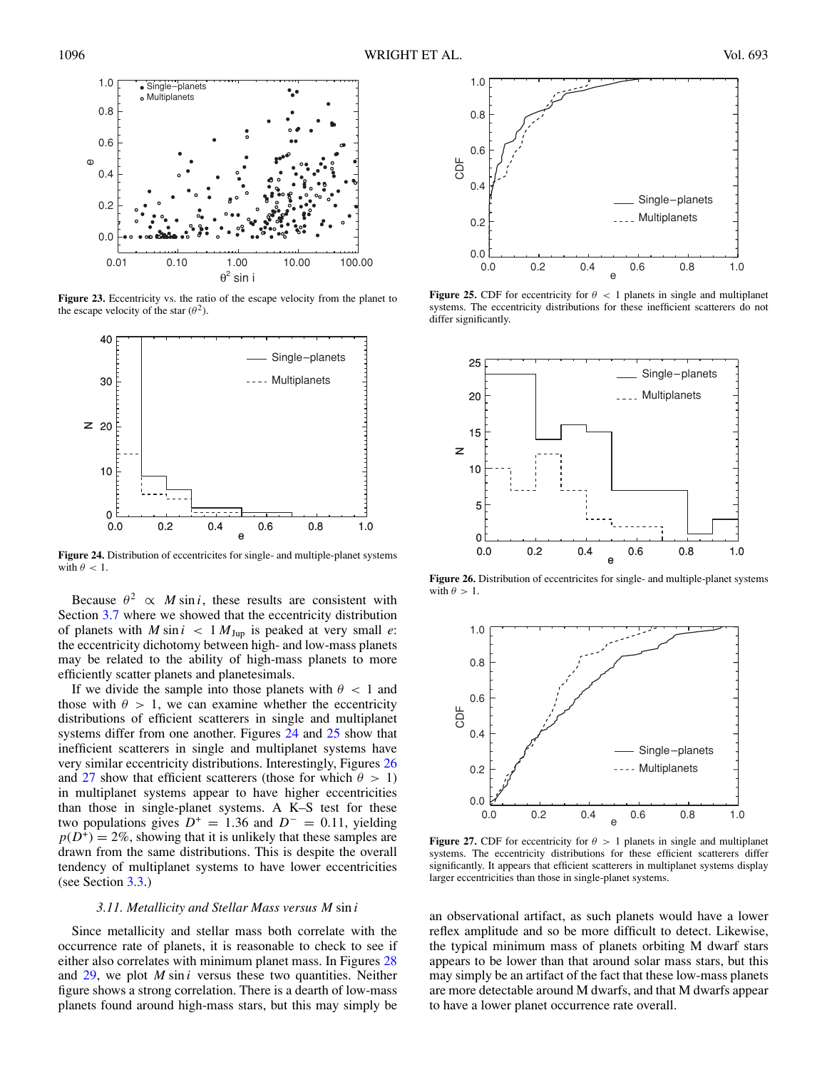**Figure 23.** Eccentricity vs. the ratio of the escape velocity from the planet to the escape velocity of the star ($\theta^2$).

**Figure 24.** Distribution of eccentricites for single- and multiple-planet systems with $\theta < 1$.

Because $\theta^2 \propto M \sin i$, these results are consistent with Section 3.7 where we showed that the eccentricity distribution of planets with $M \sin i < 1\,M_{\rm Jup}$ is peaked at very small $e$: the eccentricity dichotomy between high- and low-mass planets may be related to the ability of high-mass planets to more efficiently scatter planets and planetesimals.

If we divide the sample into those planets with $\theta < 1$ and those with $\theta > 1$, we can examine whether the eccentricity distributions of efficient scatterers in single and multiplanet systems differ from one another. Figures 24 and 25 show that inefficient scatterers in single and multiplanet systems have very similar eccentricity distributions. Interestingly, Figures 26 and 27 show that efficient scatterers (those for which $\theta > 1$) in multiplanet systems appear to have higher eccentricities than those in single-planet systems. A K–S test for these two populations gives $D^+ = 1.36$ and $D^- = 0.11$, yielding $p(D^+) = 2\%$, showing that it is unlikely that these samples are drawn from the same distributions. This is despite the overall tendency of multiplanet systems to have lower eccentricities (see Section 3.3.)

### 3.11. *Metallicity and Stellar Mass versus* $M \sin i$

Since metallicity and stellar mass both correlate with the occurrence rate of planets, it is reasonable to check to see if either also correlates with minimum planet mass. In Figures 28 and 29, we plot $M \sin i$ versus these two quantities. Neither figure shows a strong correlation. There is a dearth of low-mass planets found around high-mass stars, but this may simply be an observational artifact, as such planets would have a lower reflex amplitude and so be more difficult to detect. Likewise, the typical minimum mass of planets orbiting M dwarf stars appears to be lower than that around solar mass stars, but this may simply be an artifact of the fact that these low-mass planets are more detectable around M dwarfs, and that M dwarfs appear to have a lower planet occurrence rate overall.

**Figure 25.** CDF for eccentricity for $\theta < 1$ planets in single and multiplanet systems. The eccentricity distributions for these inefficient scatterers do not differ significantly.

**Figure 26.** Distribution of eccentricites for single- and multiple-planet systems with $\theta > 1$.

**Figure 27.** CDF for eccentricity for $\theta > 1$ planets in single and multiplanet systems. The eccentricity distributions for these efficient scatterers differ significantly. It appears that efficient scatterers in multiplanet systems display larger eccentricities than those in single-planet systems.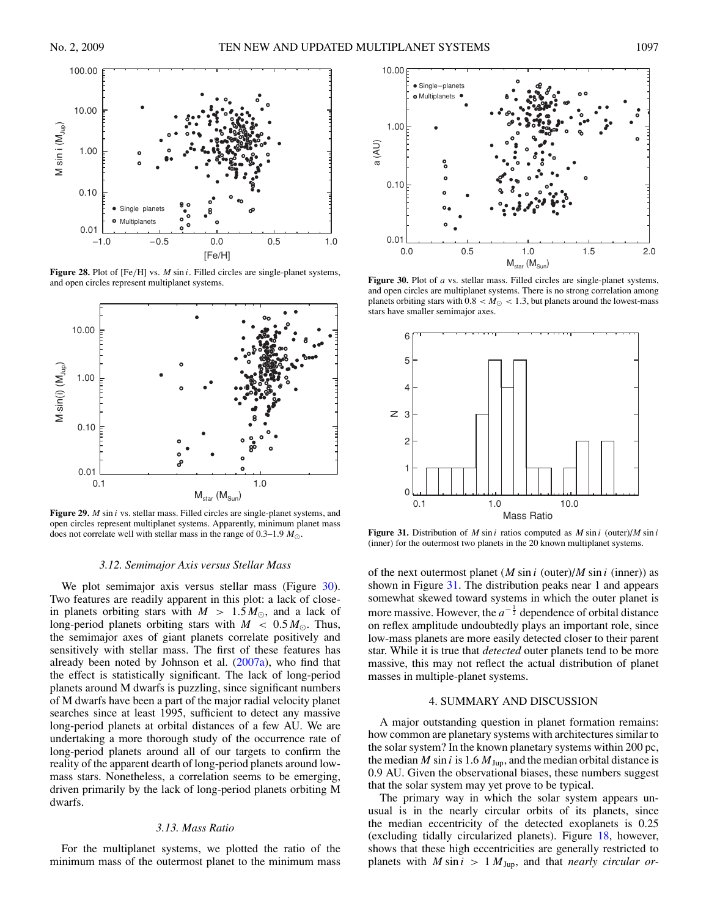**Figure 28.** Plot of [Fe/H] vs. $M \sin i$. Filled circles are single-planet systems, and open circles represent multiplanet systems.

**Figure 29.** $M \sin i$ vs. stellar mass. Filled circles are single-planet systems, and open circles represent multiplanet systems. Apparently, minimum planet mass does not correlate well with stellar mass in the range of 0.3–1.9 $M_\odot$.

### 3.12. Semimajor Axis versus Stellar Mass

We plot semimajor axis versus stellar mass (Figure 30). Two features are readily apparent in this plot: a lack of close-in planets orbiting stars with $M > 1.5 M_\odot$, and a lack of long-period planets orbiting stars with $M < 0.5 M_\odot$. Thus, the semimajor axes of giant planets correlate positively and sensitively with stellar mass. The first of these features has already been noted by Johnson et al. (2007a), who find that the effect is statistically significant. The lack of long-period planets around M dwarfs is puzzling, since significant numbers of M dwarfs have been a part of the major radial velocity planet searches since at least 1995, sufficient to detect any massive long-period planets at orbital distances of a few AU. We are undertaking a more thorough study of the occurrence rate of long-period planets around all of our targets to confirm the reality of the apparent dearth of long-period planets around low-mass stars. Nonetheless, a correlation seems to be emerging, driven primarily by the lack of long-period planets orbiting M dwarfs.

### 3.13. Mass Ratio

For the multiplanet systems, we plotted the ratio of the minimum mass of the outermost planet to the minimum mass of the next outermost planet ($M \sin i$ (outer)/$M \sin i$ (inner)) as shown in Figure 31. The distribution peaks near 1 and appears somewhat skewed toward systems in which the outer planet is more massive. However, the $a^{-\frac{1}{2}}$ dependence of orbital distance on reflex amplitude undoubtedly plays an important role, since low-mass planets are more easily detected closer to their parent star. While it is true that *detected* outer planets tend to be more massive, this may not reflect the actual distribution of planet masses in multiple-planet systems.

**Figure 30.** Plot of $a$ vs. stellar mass. Filled circles are single-planet systems, and open circles are multiplanet systems. There is no strong correlation among planets orbiting stars with $0.8 < M_\odot < 1.3$, but planets around the lowest-mass stars have smaller semimajor axes.

**Figure 31.** Distribution of $M \sin i$ ratios computed as $M \sin i$ (outer)/$M \sin i$ (inner) for the outermost two planets in the 20 known multiplanet systems.

## 4. SUMMARY AND DISCUSSION

A major outstanding question in planet formation remains: how common are planetary systems with architectures similar to the solar system? In the known planetary systems within 200 pc, the median $M \sin i$ is 1.6 $M_{\rm Jup}$, and the median orbital distance is 0.9 AU. Given the observational biases, these numbers suggest that the solar system may yet prove to be typical.

The primary way in which the solar system appears unusual is in the nearly circular orbits of its planets, since the median eccentricity of the detected exoplanets is 0.25 (excluding tidally circularized planets). Figure 18, however, shows that these high eccentricities are generally restricted to planets with $M \sin i > 1 M_{\rm Jup}$, and that *nearly circular or-*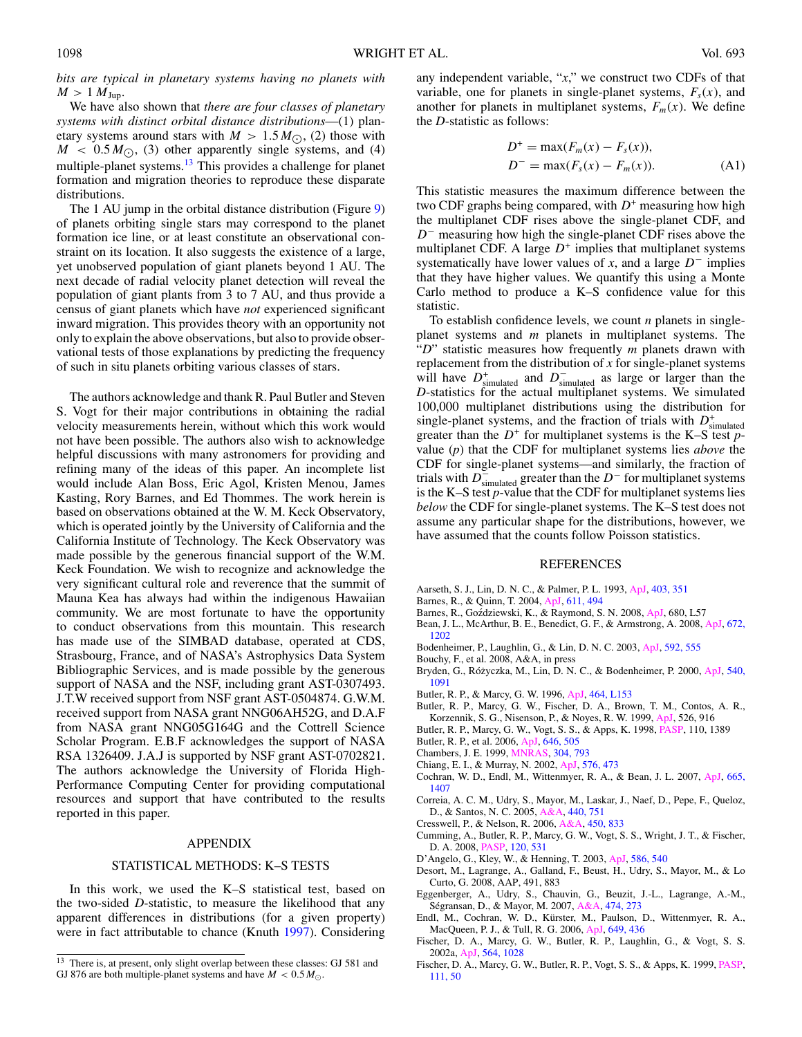*bits are typical in planetary systems having no planets with* $M > 1\,M_{\rm Jup}$.

We have also shown that *there are four classes of planetary systems with distinct orbital distance distributions*—(1) planetary systems around stars with $M > 1.5\,M_\odot$, (2) those with $M < 0.5\,M_\odot$, (3) other apparently single systems, and (4) multiple-planet systems.[13] This provides a challenge for planet formation and migration theories to reproduce these disparate distributions.

The 1 AU jump in the orbital distance distribution (Figure 9) of planets orbiting single stars may correspond to the planet formation ice line, or at least constitute an observational constraint on its location. It also suggests the existence of a large, yet unobserved population of giant planets beyond 1 AU. The next decade of radial velocity planet detection will reveal the population of giant plants from 3 to 7 AU, and thus provide a census of giant planets which have *not* experienced significant inward migration. This provides theory with an opportunity not only to explain the above observations, but also to provide observational tests of those explanations by predicting the frequency of such in situ planets orbiting various classes of stars.

The authors acknowledge and thank R. Paul Butler and Steven S. Vogt for their major contributions in obtaining the radial velocity measurements herein, without which this work would not have been possible. The authors also wish to acknowledge helpful discussions with many astronomers for providing and refining many of the ideas of this paper. An incomplete list would include Alan Boss, Eric Agol, Kristen Menou, James Kasting, Rory Barnes, and Ed Thommes. The work herein is based on observations obtained at the W. M. Keck Observatory, which is operated jointly by the University of California and the California Institute of Technology. The Keck Observatory was made possible by the generous financial support of the W.M. Keck Foundation. We wish to recognize and acknowledge the very significant cultural role and reverence that the summit of Mauna Kea has always had within the indigenous Hawaiian community. We are most fortunate to have the opportunity to conduct observations from this mountain. This research has made use of the SIMBAD database, operated at CDS, Strasbourg, France, and of NASA's Astrophysics Data System Bibliographic Services, and is made possible by the generous support of NASA and the NSF, including grant AST-0307493. J.T.W received support from NSF grant AST-0504874. G.W.M. received support from NASA grant NNG06AH52G, and D.A.F from NASA grant NNG05G164G and the Cottrell Science Scholar Program. E.B.F acknowledges the support of NASA RSA 1326409. J.A.J is supported by NSF grant AST-0702821. The authors acknowledge the University of Florida High-Performance Computing Center for providing computational resources and support that have contributed to the results reported in this paper.

## APPENDIX

### STATISTICAL METHODS: K–S TESTS

In this work, we used the K–S statistical test, based on the two-sided *D*-statistic, to measure the likelihood that any apparent differences in distributions (for a given property) were in fact attributable to chance (Knuth 1997). Considering any independent variable, "*x*," we construct two CDFs of that variable, one for planets in single-planet systems, $F_s(x)$, and another for planets in multiplanet systems, $F_m(x)$. We define the *D*-statistic as follows:

$$D^+ = \max(F_m(x) - F_s(x)),$$
$$D^- = \max(F_s(x) - F_m(x)). \qquad \text{(A1)}$$

This statistic measures the maximum difference between the two CDF graphs being compared, with $D^+$ measuring how high the multiplanet CDF rises above the single-planet CDF, and $D^-$ measuring how high the single-planet CDF rises above the multiplanet CDF. A large $D^+$ implies that multiplanet systems systematically have lower values of *x*, and a large $D^-$ implies that they have higher values. We quantify this using a Monte Carlo method to produce a K–S confidence value for this statistic.

To establish confidence levels, we count *n* planets in single-planet systems and *m* planets in multiplanet systems. The "*D*" statistic measures how frequently *m* planets drawn with replacement from the distribution of *x* for single-planet systems will have $D^+_{\rm simulated}$ and $D^-_{\rm simulated}$ as large or larger than the *D*-statistics for the actual multiplanet systems. We simulated 100,000 multiplanet distributions using the distribution for single-planet systems, and the fraction of trials with $D^+_{\rm simulated}$ greater than the $D^+$ for multiplanet systems is the K–S test *p*-value (*p*) that the CDF for multiplanet systems lies *above* the CDF for single-planet systems—and similarly, the fraction of trials with $D^-_{\rm simulated}$ greater than the $D^-$ for multiplanet systems is the K–S test *p*-value that the CDF for multiplanet systems lies *below* the CDF for single-planet systems. The K–S test does not assume any particular shape for the distributions, however, we have assumed that the counts follow Poisson statistics.

[13] There is, at present, only slight overlap between these classes: GJ 581 and GJ 876 are both multiple-planet systems and have $M < 0.5\,M_\odot$.

## REFERENCES

Aarseth, S. J., Lin, D. N. C., & Palmer, P. L. 1993, ApJ, 403, 351
Barnes, R., & Quinn, T. 2004, ApJ, 611, 494
Barnes, R., Goździewski, K., & Raymond, S. N. 2008, ApJ, 680, L57
Bean, J. L., McArthur, B. E., Benedict, G. F., & Armstrong, A. 2008, ApJ, 672, 1202
Bodenheimer, P., Laughlin, G., & Lin, D. N. C. 2003, ApJ, 592, 555
Bouchy, F., et al. 2008, A&A, in press
Bryden, G., Różyczka, M., Lin, D. N. C., & Bodenheimer, P. 2000, ApJ, 540, 1091
Butler, R. P., & Marcy, G. W. 1996, ApJ, 464, L153
Butler, R. P., Marcy, G. W., Fischer, D. A., Brown, T. M., Contos, A. R., Korzennik, S. G., Nisenson, P., & Noyes, R. W. 1999, ApJ, 526, 916
Butler, R. P., Marcy, G. W., Vogt, S. S., & Apps, K. 1998, PASP, 110, 1389
Butler, R. P., et al. 2006, ApJ, 646, 505
Chambers, J. E. 1999, MNRAS, 304, 793
Chiang, E. I., & Murray, N. 2002, ApJ, 576, 473
Cochran, W. D., Endl, M., Wittenmyer, R. A., & Bean, J. L. 2007, ApJ, 665, 1407
Correia, A. C. M., Udry, S., Mayor, M., Laskar, J., Naef, D., Pepe, F., Queloz, D., & Santos, N. C. 2005, A&A, 440, 751
Cresswell, P., & Nelson, R. 2006, A&A, 450, 833
Cumming, A., Butler, R. P., Marcy, G. W., Vogt, S. S., Wright, J. T., & Fischer, D. A. 2008, PASP, 120, 531
D'Angelo, G., Kley, W., & Henning, T. 2003, ApJ, 586, 540
Desort, M., Lagrange, A., Galland, F., Beust, H., Udry, S., Mayor, M., & Lo Curto, G. 2008, AAP, 491, 883
Eggenberger, A., Udry, S., Chauvin, G., Beuzit, J.-L., Lagrange, A.-M., Ségransan, D., & Mayor, M. 2007, A&A, 474, 273
Endl, M., Cochran, W. D., Kürster, M., Paulson, D., Wittenmyer, R. A., MacQueen, P. J., & Tull, R. G. 2006, ApJ, 649, 436
Fischer, D. A., Marcy, G. W., Butler, R. P., Laughlin, G., & Vogt, S. S. 2002a, ApJ, 564, 1028
Fischer, D. A., Marcy, G. W., Butler, R. P., Vogt, S. S., & Apps, K. 1999, PASP, 111, 50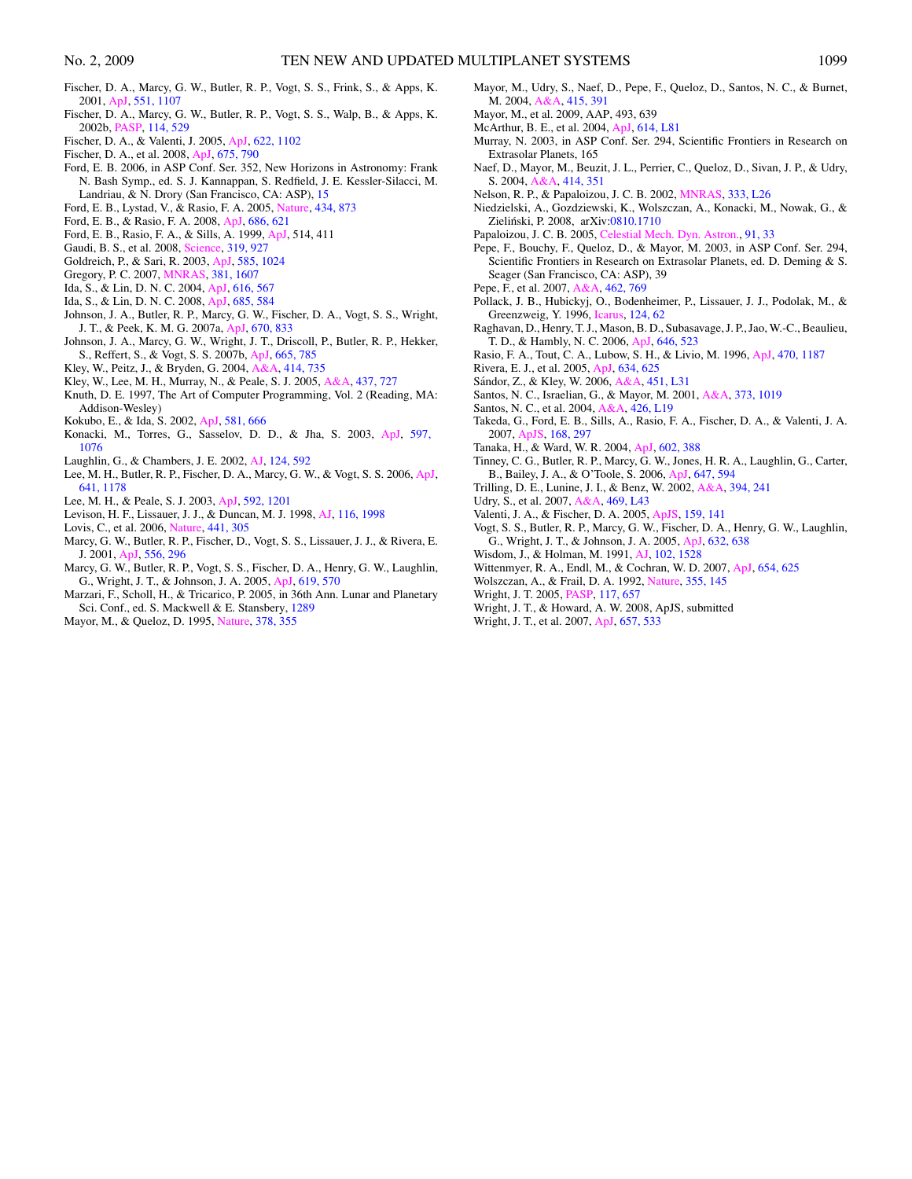Fischer, D. A., Marcy, G. W., Butler, R. P., Vogt, S. S., Frink, S., & Apps, K. 2001, ApJ, 551, 1107

Fischer, D. A., Marcy, G. W., Butler, R. P., Vogt, S. S., Walp, B., & Apps, K. 2002b, PASP, 114, 529

Fischer, D. A., & Valenti, J. 2005, ApJ, 622, 1102

Fischer, D. A., et al. 2008, ApJ, 675, 790

Ford, E. B. 2006, in ASP Conf. Ser. 352, New Horizons in Astronomy: Frank N. Bash Symp., ed. S. J. Kannappan, S. Redfield, J. E. Kessler-Silacci, M. Landriau, & N. Drory (San Francisco, CA: ASP), 15

Ford, E. B., Lystad, V., & Rasio, F. A. 2005, Nature, 434, 873

Ford, E. B., & Rasio, F. A. 2008, ApJ, 686, 621

Ford, E. B., Rasio, F. A., & Sills, A. 1999, ApJ, 514, 411

Gaudi, B. S., et al. 2008, Science, 319, 927

Goldreich, P., & Sari, R. 2003, ApJ, 585, 1024

Gregory, P. C. 2007, MNRAS, 381, 1607

Ida, S., & Lin, D. N. C. 2004, ApJ, 616, 567

Ida, S., & Lin, D. N. C. 2008, ApJ, 685, 584

Johnson, J. A., Butler, R. P., Marcy, G. W., Fischer, D. A., Vogt, S. S., Wright, J. T., & Peek, K. M. G. 2007a, ApJ, 670, 833

Johnson, J. A., Marcy, G. W., Wright, J. T., Driscoll, P., Butler, R. P., Hekker, S., Reffert, S., & Vogt, S. S. 2007b, ApJ, 665, 785

Kley, W., Peitz, J., & Bryden, G. 2004, A&A, 414, 735

Kley, W., Lee, M. H., Murray, N., & Peale, S. J. 2005, A&A, 437, 727

Knuth, D. E. 1997, The Art of Computer Programming, Vol. 2 (Reading, MA: Addison-Wesley)

Kokubo, E., & Ida, S. 2002, ApJ, 581, 666

Konacki, M., Torres, G., Sasselov, D. D., & Jha, S. 2003, ApJ, 597, 1076

Laughlin, G., & Chambers, J. E. 2002, AJ, 124, 592

Lee, M. H., Butler, R. P., Fischer, D. A., Marcy, G. W., & Vogt, S. S. 2006, ApJ, 641, 1178

Lee, M. H., & Peale, S. J. 2003, ApJ, 592, 1201

Levison, H. F., Lissauer, J. J., & Duncan, M. J. 1998, AJ, 116, 1998

Lovis, C., et al. 2006, Nature, 441, 305

Marcy, G. W., Butler, R. P., Fischer, D., Vogt, S. S., Lissauer, J. J., & Rivera, E. J. 2001, ApJ, 556, 296

Marcy, G. W., Butler, R. P., Vogt, S. S., Fischer, D. A., Henry, G. W., Laughlin, G., Wright, J. T., & Johnson, J. A. 2005, ApJ, 619, 570

Marzari, F., Scholl, H., & Tricarico, P. 2005, in 36th Ann. Lunar and Planetary Sci. Conf., ed. S. Mackwell & E. Stansbery, 1289

Mayor, M., & Queloz, D. 1995, Nature, 378, 355

Mayor, M., Udry, S., Naef, D., Pepe, F., Queloz, D., Santos, N. C., & Burnet, M. 2004, A&A, 415, 391

Mayor, M., et al. 2009, AAP, 493, 639

McArthur, B. E., et al. 2004, ApJ, 614, L81

Murray, N. 2003, in ASP Conf. Ser. 294, Scientific Frontiers in Research on Extrasolar Planets, 165

Naef, D., Mayor, M., Beuzit, J. L., Perrier, C., Queloz, D., Sivan, J. P., & Udry, S. 2004, A&A, 414, 351

Nelson, R. P., & Papaloizou, J. C. B. 2002, MNRAS, 333, L26

Niedzielski, A., Gozdziewski, K., Wolszczan, A., Konacki, M., Nowak, G., & Zieliński, P. 2008, arXiv:0810.1710

Papaloizou, J. C. B. 2005, Celestial Mech. Dyn. Astron., 91, 33

Pepe, F., Bouchy, F., Queloz, D., & Mayor, M. 2003, in ASP Conf. Ser. 294, Scientific Frontiers in Research on Extrasolar Planets, ed. D. Deming & S. Seager (San Francisco, CA: ASP), 39

Pepe, F., et al. 2007, A&A, 462, 769

Pollack, J. B., Hubickyj, O., Bodenheimer, P., Lissauer, J. J., Podolak, M., & Greenzweig, Y. 1996, Icarus, 124, 62

Raghavan, D., Henry, T. J., Mason, B. D., Subasavage, J. P., Jao, W.-C., Beaulieu, T. D., & Hambly, N. C. 2006, ApJ, 646, 523

Rasio, F. A., Tout, C. A., Lubow, S. H., & Livio, M. 1996, ApJ, 470, 1187

Rivera, E. J., et al. 2005, ApJ, 634, 625

Sándor, Z., & Kley, W. 2006, A&A, 451, L31

Santos, N. C., Israelian, G., & Mayor, M. 2001, A&A, 373, 1019

Santos, N. C., et al. 2004, A&A, 426, L19

Takeda, G., Ford, E. B., Sills, A., Rasio, F. A., Fischer, D. A., & Valenti, J. A. 2007, ApJS, 168, 297

Tanaka, H., & Ward, W. R. 2004, ApJ, 602, 388

Tinney, C. G., Butler, R. P., Marcy, G. W., Jones, H. R. A., Laughlin, G., Carter, B., Bailey, J. A., & O'Toole, S. 2006, ApJ, 647, 594

Trilling, D. E., Lunine, J. I., & Benz, W. 2002, A&A, 394, 241

Udry, S., et al. 2007, A&A, 469, L43

Valenti, J. A., & Fischer, D. A. 2005, ApJS, 159, 141

Vogt, S. S., Butler, R. P., Marcy, G. W., Fischer, D. A., Henry, G. W., Laughlin, G., Wright, J. T., & Johnson, J. A. 2005, ApJ, 632, 638

Wisdom, J., & Holman, M. 1991, AJ, 102, 1528

Wittenmyer, R. A., Endl, M., & Cochran, W. D. 2007, ApJ, 654, 625

Wolszczan, A., & Frail, D. A. 1992, Nature, 355, 145

Wright, J. T. 2005, PASP, 117, 657

Wright, J. T., & Howard, A. W. 2008, ApJS, submitted

Wright, J. T., et al. 2007, ApJ, 657, 533